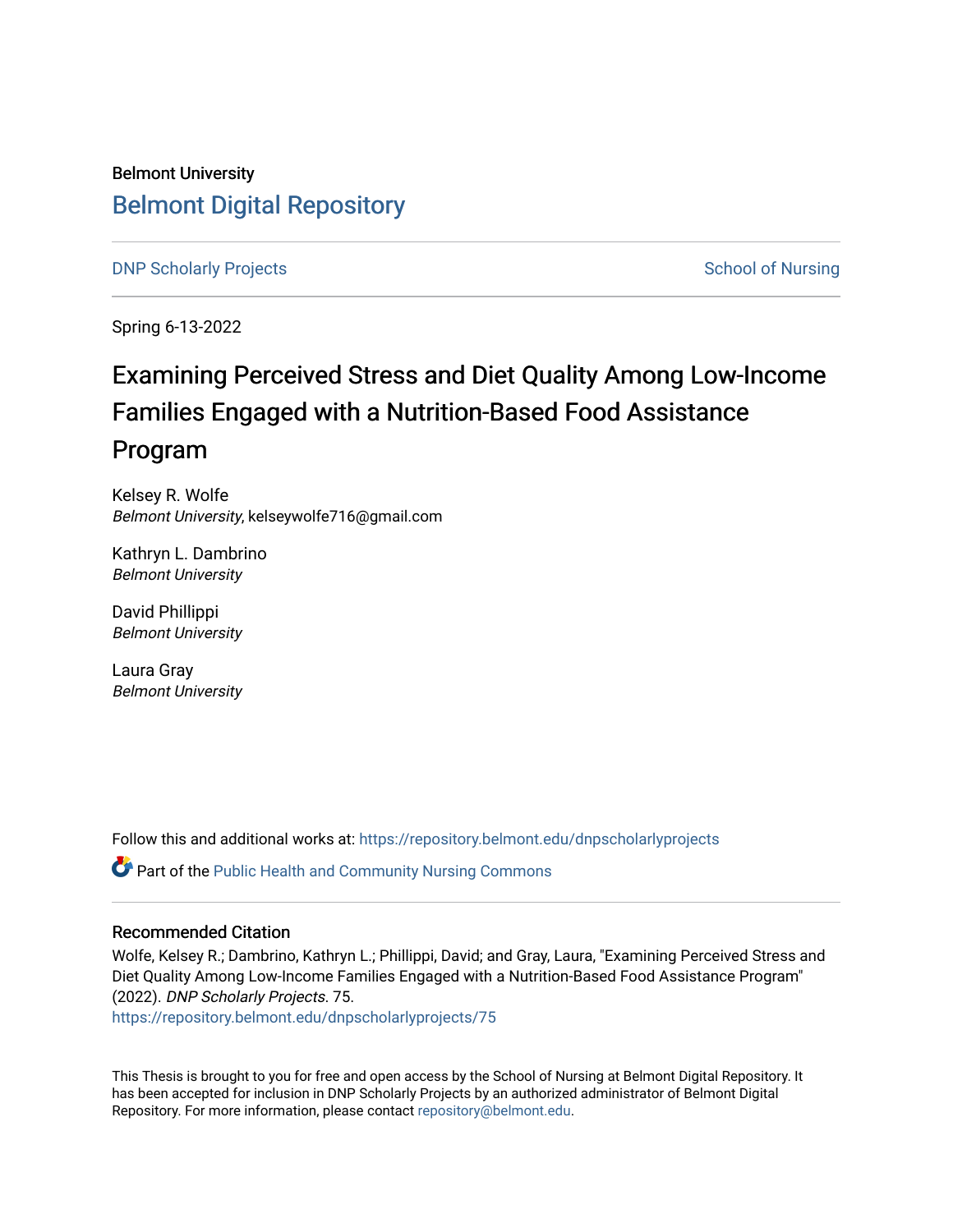Belmont University

# Belmont Digital Repository

DNP Scholarly Projects | School of Nursing

Spring 6-13-2022

# Examining Perceived Stress and Diet Quality Among Low-Income Families Engaged with a Nutrition-Based Food Assistance Program

Kelsey R. Wolfe
*Belmont University*, kelseywolfe716@gmail.com

Kathryn L. Dambrino
*Belmont University*

David Phillippi
*Belmont University*

Laura Gray
*Belmont University*

Follow this and additional works at: https://repository.belmont.edu/dnpscholarlyprojects

Part of the Public Health and Community Nursing Commons

## Recommended Citation

Wolfe, Kelsey R.; Dambrino, Kathryn L.; Phillippi, David; and Gray, Laura, "Examining Perceived Stress and Diet Quality Among Low-Income Families Engaged with a Nutrition-Based Food Assistance Program" (2022). *DNP Scholarly Projects*. 75.
https://repository.belmont.edu/dnpscholarlyprojects/75

This Thesis is brought to you for free and open access by the School of Nursing at Belmont Digital Repository. It has been accepted for inclusion in DNP Scholarly Projects by an authorized administrator of Belmont Digital Repository. For more information, please contact repository@belmont.edu.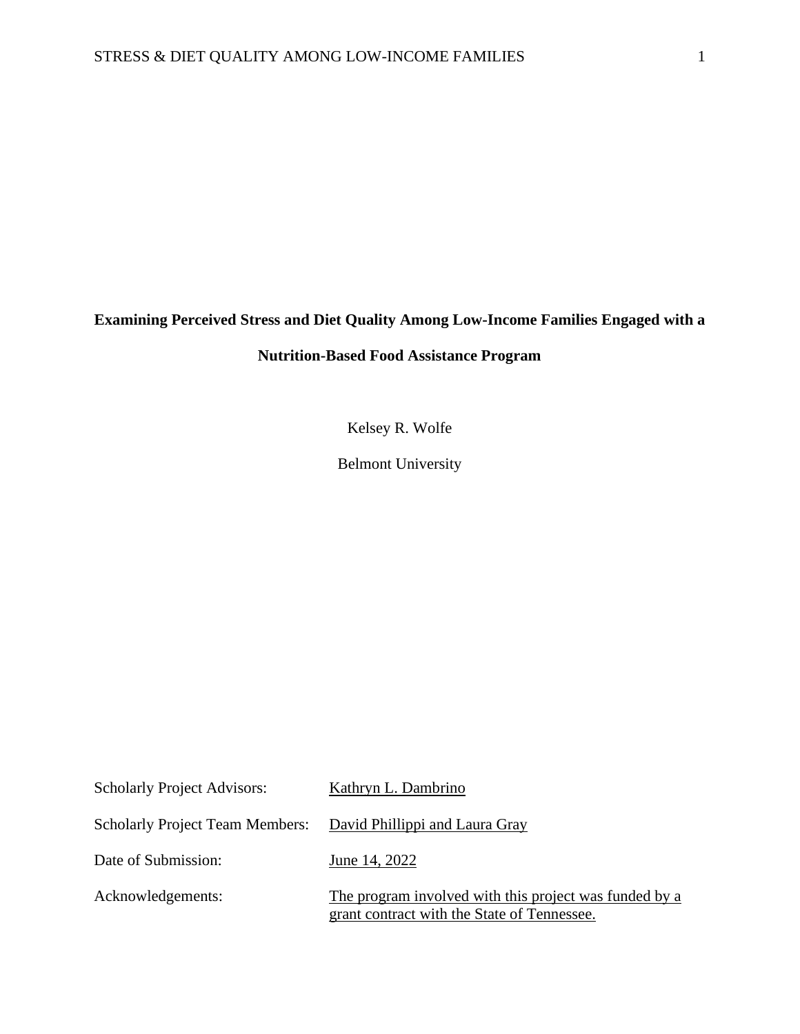**Examining Perceived Stress and Diet Quality Among Low-Income Families Engaged with a Nutrition-Based Food Assistance Program**

Kelsey R. Wolfe

Belmont University

| | |
|---|---|
| Scholarly Project Advisors: | Kathryn L. Dambrino |
| Scholarly Project Team Members: | David Phillippi and Laura Gray |
| Date of Submission: | June 14, 2022 |
| Acknowledgements: | The program involved with this project was funded by a grant contract with the State of Tennessee. |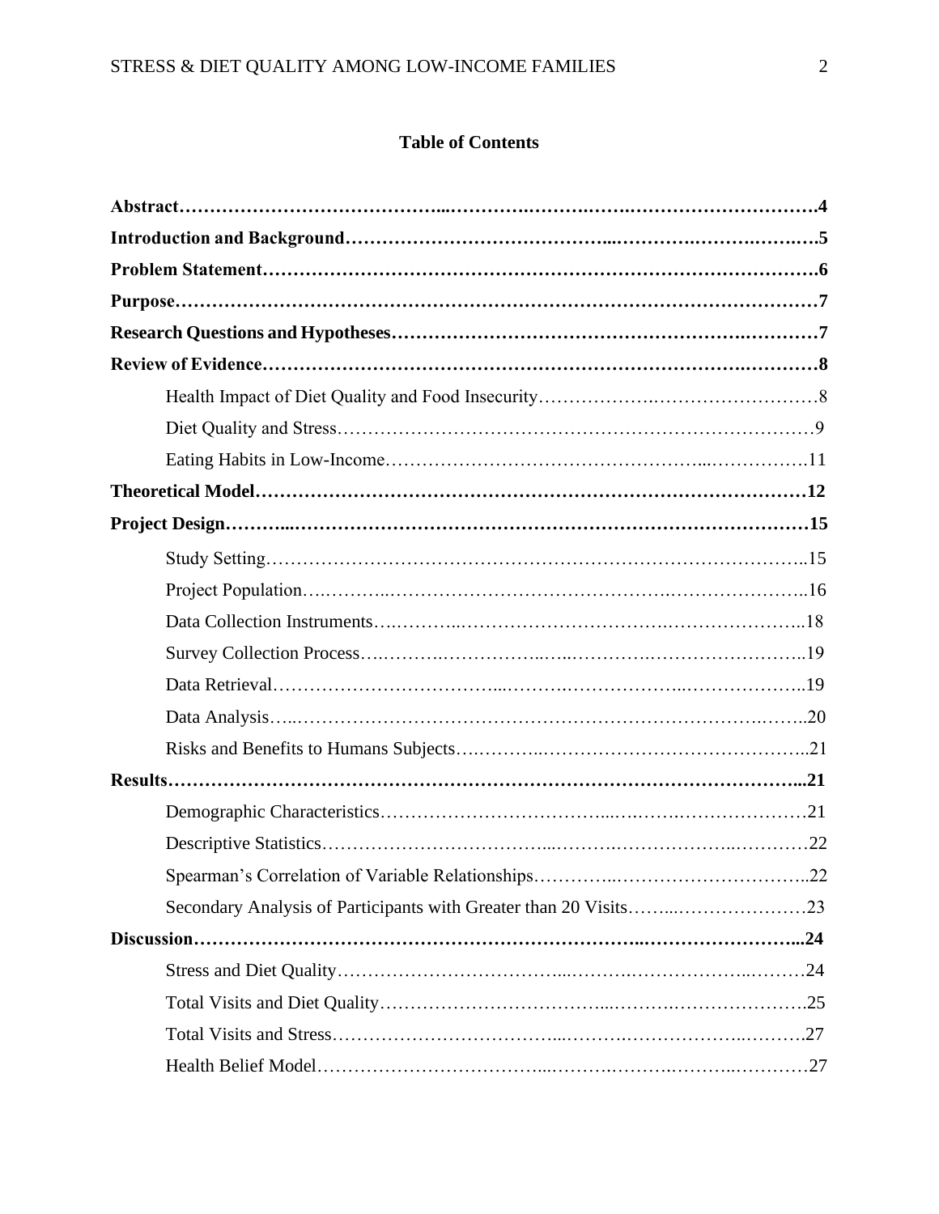**Table of Contents**

**Abstract……………………………………………………………………………………….4**

**Introduction and Background……………………………………………………………….5**

**Problem Statement…………………………………………………………………………….6**

**Purpose…………………………………………………………………………………………7**

**Research Questions and Hypotheses…………………………………………………………7**

**Review of Evidence……………………………………………………………………………8**

Health Impact of Diet Quality and Food Insecurity………………………………………8

Diet Quality and Stress…………………………………………………………………9

Eating Habits in Low-Income…………………………………………………………….11

**Theoretical Model…………………………………………………………………………12**

**Project Design………………………………………………………………………………15**

Study Setting……………………………………………………………………………..15

Project Population………………………………………………………………………..16

Data Collection Instruments……………………………………………………………..18

Survey Collection Process………………………………………………………………..19

Data Retrieval……………………………………………………………………………..19

Data Analysis……………………………………………………………………………..20

Risks and Benefits to Humans Subjects…………………………………………………..21

**Results………………………………………………………………………………………...21**

Demographic Characteristics…………………………………………………………….21

Descriptive Statistics……………………………………………………………………22

Spearman's Correlation of Variable Relationships…………………………………………..22

Secondary Analysis of Participants with Greater than 20 Visits…………………………23

**Discussion……………………………………………………………………………………...24**

Stress and Diet Quality…………………………………………………………………24

Total Visits and Diet Quality…………………………………………………………….25

Total Visits and Stress…………………………………………………………………27

Health Belief Model……………………………………………………………………27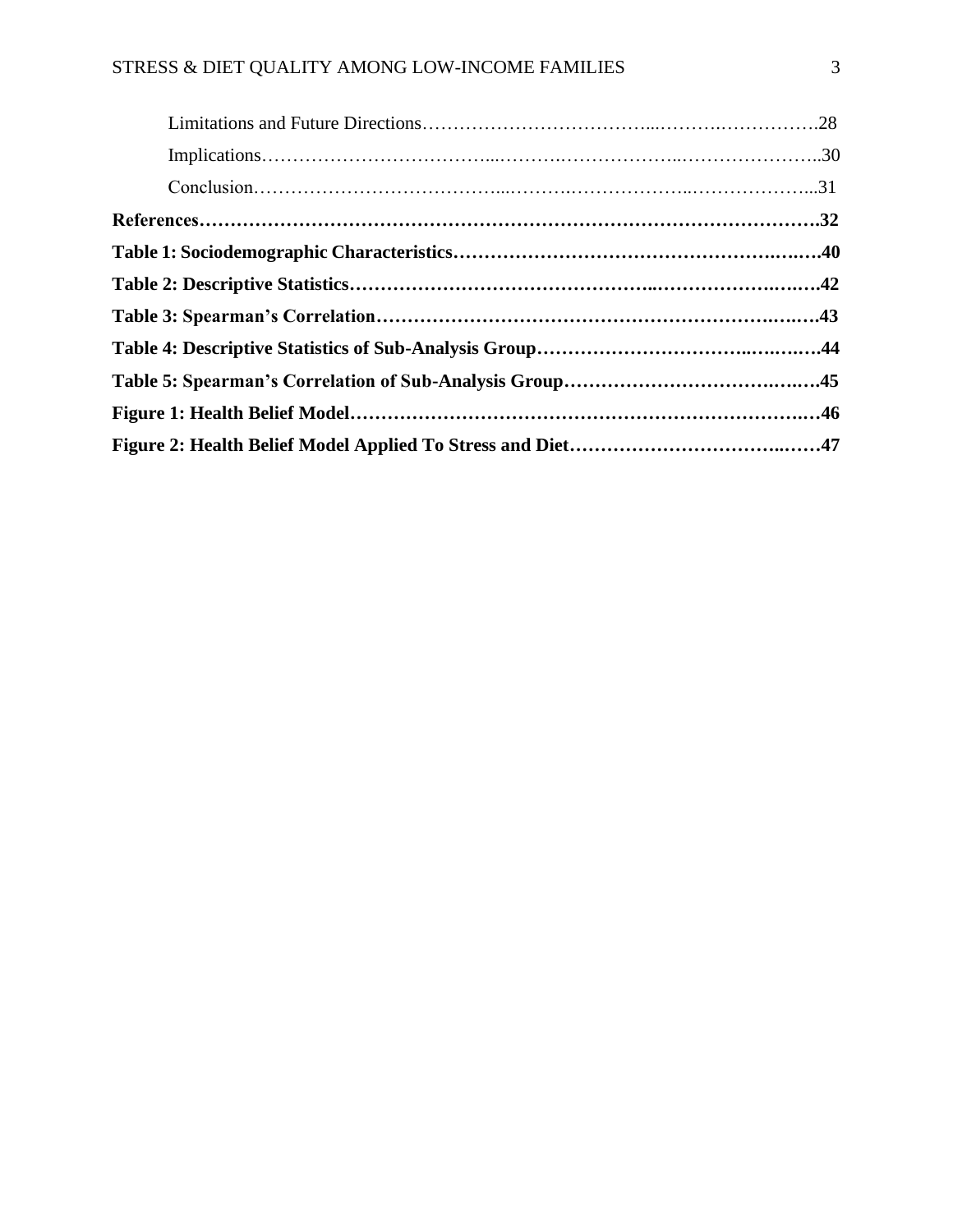Limitations and Future Directions……………………………...……….…………….28

Implications……………………………...……….………………..…………………..30

Conclusion………………………………...……….………………..………………...31

**References……………………………………………………….…………………………….32**

**Table 1: Sociodemographic Characteristics…………………………………………….….….40**

**Table 2: Descriptive Statistics……………………………………..……………….….….42**

**Table 3: Spearman's Correlation……………………………………………………….….….43**

**Table 4: Descriptive Statistics of Sub-Analysis Group…………………………..….….….44**

**Table 5: Spearman's Correlation of Sub-Analysis Group…………………………….….….45**

**Figure 1: Health Belief Model……………………………………………………………….…46**

**Figure 2: Health Belief Model Applied To Stress and Diet……………………………..……47**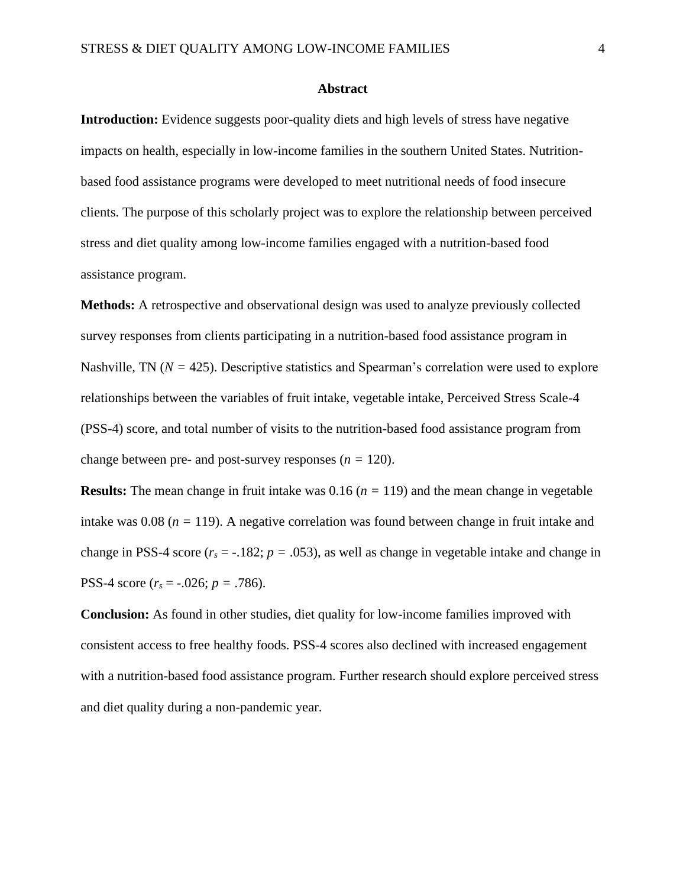## Abstract

**Introduction:** Evidence suggests poor-quality diets and high levels of stress have negative impacts on health, especially in low-income families in the southern United States. Nutrition-based food assistance programs were developed to meet nutritional needs of food insecure clients. The purpose of this scholarly project was to explore the relationship between perceived stress and diet quality among low-income families engaged with a nutrition-based food assistance program.

**Methods:** A retrospective and observational design was used to analyze previously collected survey responses from clients participating in a nutrition-based food assistance program in Nashville, TN ($N$ = 425). Descriptive statistics and Spearman's correlation were used to explore relationships between the variables of fruit intake, vegetable intake, Perceived Stress Scale-4 (PSS-4) score, and total number of visits to the nutrition-based food assistance program from change between pre- and post-survey responses ($n$ = 120).

**Results:** The mean change in fruit intake was 0.16 ($n$ = 119) and the mean change in vegetable intake was 0.08 ($n$ = 119). A negative correlation was found between change in fruit intake and change in PSS-4 score ($r_s$ = -.182; $p$ = .053), as well as change in vegetable intake and change in PSS-4 score ($r_s$ = -.026; $p$ = .786).

**Conclusion:** As found in other studies, diet quality for low-income families improved with consistent access to free healthy foods. PSS-4 scores also declined with increased engagement with a nutrition-based food assistance program. Further research should explore perceived stress and diet quality during a non-pandemic year.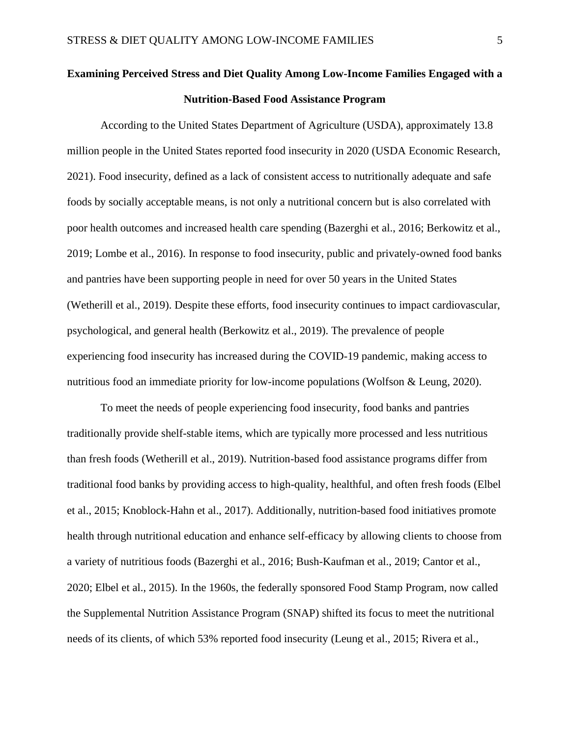**Examining Perceived Stress and Diet Quality Among Low-Income Families Engaged with a Nutrition-Based Food Assistance Program**

According to the United States Department of Agriculture (USDA), approximately 13.8 million people in the United States reported food insecurity in 2020 (USDA Economic Research, 2021). Food insecurity, defined as a lack of consistent access to nutritionally adequate and safe foods by socially acceptable means, is not only a nutritional concern but is also correlated with poor health outcomes and increased health care spending (Bazerghi et al., 2016; Berkowitz et al., 2019; Lombe et al., 2016). In response to food insecurity, public and privately-owned food banks and pantries have been supporting people in need for over 50 years in the United States (Wetherill et al., 2019). Despite these efforts, food insecurity continues to impact cardiovascular, psychological, and general health (Berkowitz et al., 2019). The prevalence of people experiencing food insecurity has increased during the COVID-19 pandemic, making access to nutritious food an immediate priority for low-income populations (Wolfson & Leung, 2020).

To meet the needs of people experiencing food insecurity, food banks and pantries traditionally provide shelf-stable items, which are typically more processed and less nutritious than fresh foods (Wetherill et al., 2019). Nutrition-based food assistance programs differ from traditional food banks by providing access to high-quality, healthful, and often fresh foods (Elbel et al., 2015; Knoblock-Hahn et al., 2017). Additionally, nutrition-based food initiatives promote health through nutritional education and enhance self-efficacy by allowing clients to choose from a variety of nutritious foods (Bazerghi et al., 2016; Bush-Kaufman et al., 2019; Cantor et al., 2020; Elbel et al., 2015). In the 1960s, the federally sponsored Food Stamp Program, now called the Supplemental Nutrition Assistance Program (SNAP) shifted its focus to meet the nutritional needs of its clients, of which 53% reported food insecurity (Leung et al., 2015; Rivera et al.,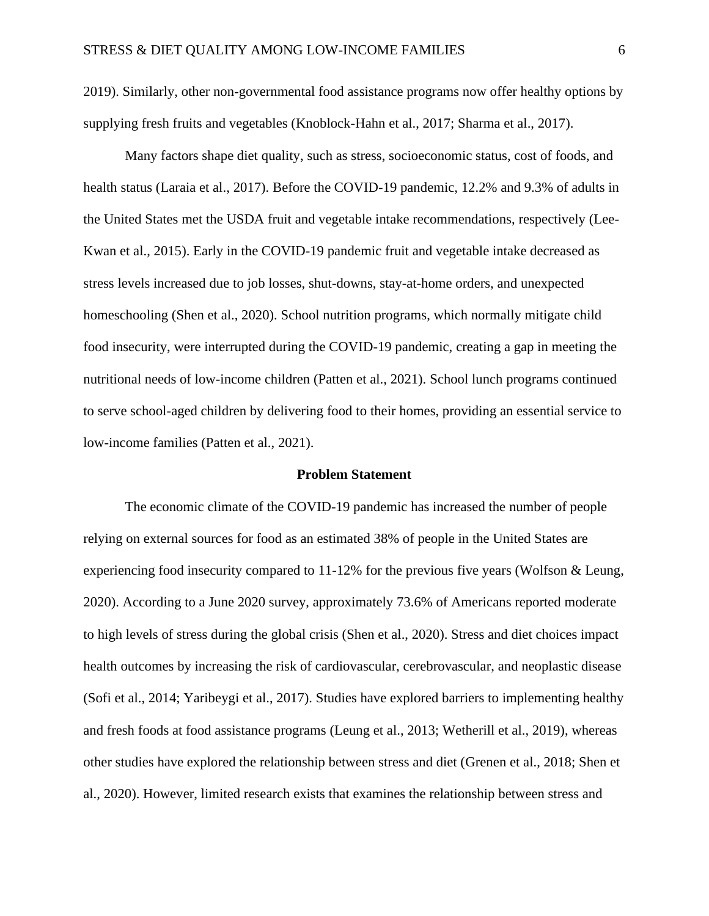2019). Similarly, other non-governmental food assistance programs now offer healthy options by supplying fresh fruits and vegetables (Knoblock-Hahn et al., 2017; Sharma et al., 2017).

Many factors shape diet quality, such as stress, socioeconomic status, cost of foods, and health status (Laraia et al., 2017). Before the COVID-19 pandemic, 12.2% and 9.3% of adults in the United States met the USDA fruit and vegetable intake recommendations, respectively (Lee-Kwan et al., 2015). Early in the COVID-19 pandemic fruit and vegetable intake decreased as stress levels increased due to job losses, shut-downs, stay-at-home orders, and unexpected homeschooling (Shen et al., 2020). School nutrition programs, which normally mitigate child food insecurity, were interrupted during the COVID-19 pandemic, creating a gap in meeting the nutritional needs of low-income children (Patten et al., 2021). School lunch programs continued to serve school-aged children by delivering food to their homes, providing an essential service to low-income families (Patten et al., 2021).

## Problem Statement

The economic climate of the COVID-19 pandemic has increased the number of people relying on external sources for food as an estimated 38% of people in the United States are experiencing food insecurity compared to 11-12% for the previous five years (Wolfson & Leung, 2020). According to a June 2020 survey, approximately 73.6% of Americans reported moderate to high levels of stress during the global crisis (Shen et al., 2020). Stress and diet choices impact health outcomes by increasing the risk of cardiovascular, cerebrovascular, and neoplastic disease (Sofi et al., 2014; Yaribeygi et al., 2017). Studies have explored barriers to implementing healthy and fresh foods at food assistance programs (Leung et al., 2013; Wetherill et al., 2019), whereas other studies have explored the relationship between stress and diet (Grenen et al., 2018; Shen et al., 2020). However, limited research exists that examines the relationship between stress and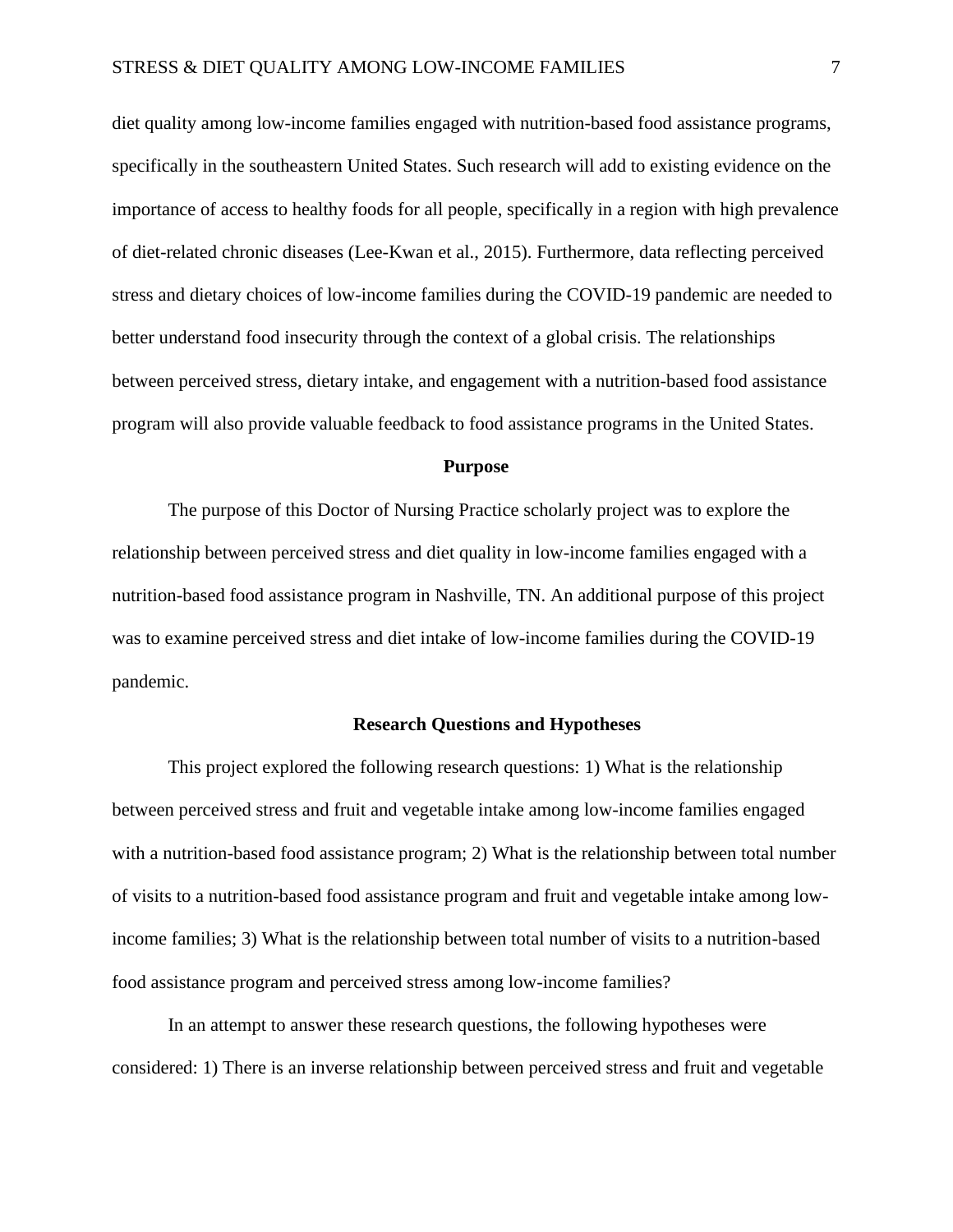diet quality among low-income families engaged with nutrition-based food assistance programs, specifically in the southeastern United States. Such research will add to existing evidence on the importance of access to healthy foods for all people, specifically in a region with high prevalence of diet-related chronic diseases (Lee-Kwan et al., 2015). Furthermore, data reflecting perceived stress and dietary choices of low-income families during the COVID-19 pandemic are needed to better understand food insecurity through the context of a global crisis. The relationships between perceived stress, dietary intake, and engagement with a nutrition-based food assistance program will also provide valuable feedback to food assistance programs in the United States.

## Purpose

The purpose of this Doctor of Nursing Practice scholarly project was to explore the relationship between perceived stress and diet quality in low-income families engaged with a nutrition-based food assistance program in Nashville, TN. An additional purpose of this project was to examine perceived stress and diet intake of low-income families during the COVID-19 pandemic.

## Research Questions and Hypotheses

This project explored the following research questions: 1) What is the relationship between perceived stress and fruit and vegetable intake among low-income families engaged with a nutrition-based food assistance program; 2) What is the relationship between total number of visits to a nutrition-based food assistance program and fruit and vegetable intake among low-income families; 3) What is the relationship between total number of visits to a nutrition-based food assistance program and perceived stress among low-income families?

In an attempt to answer these research questions, the following hypotheses were considered: 1) There is an inverse relationship between perceived stress and fruit and vegetable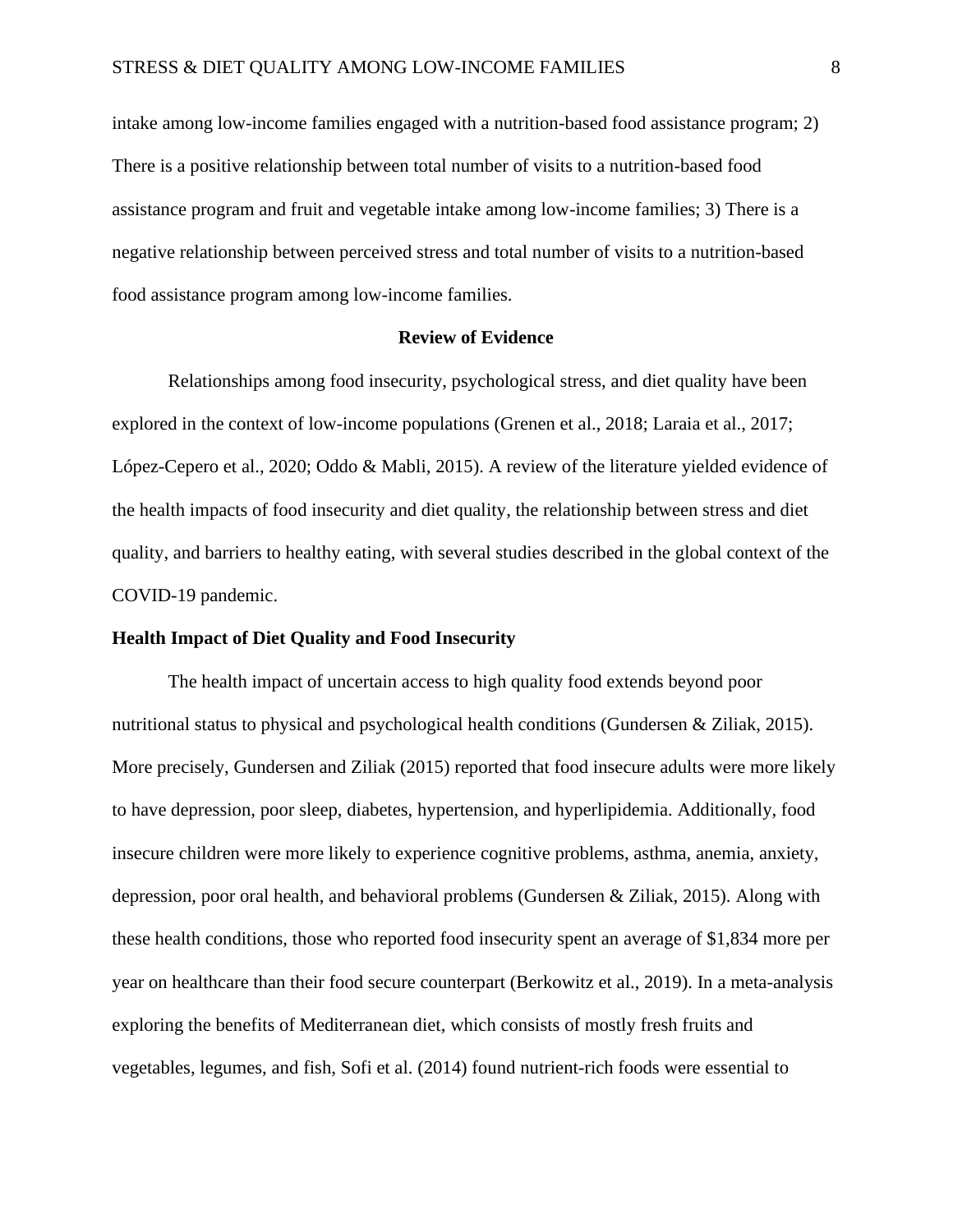intake among low-income families engaged with a nutrition-based food assistance program; 2) There is a positive relationship between total number of visits to a nutrition-based food assistance program and fruit and vegetable intake among low-income families; 3) There is a negative relationship between perceived stress and total number of visits to a nutrition-based food assistance program among low-income families.

## Review of Evidence

Relationships among food insecurity, psychological stress, and diet quality have been explored in the context of low-income populations (Grenen et al., 2018; Laraia et al., 2017; López-Cepero et al., 2020; Oddo & Mabli, 2015). A review of the literature yielded evidence of the health impacts of food insecurity and diet quality, the relationship between stress and diet quality, and barriers to healthy eating, with several studies described in the global context of the COVID-19 pandemic.

### Health Impact of Diet Quality and Food Insecurity

The health impact of uncertain access to high quality food extends beyond poor nutritional status to physical and psychological health conditions (Gundersen & Ziliak, 2015). More precisely, Gundersen and Ziliak (2015) reported that food insecure adults were more likely to have depression, poor sleep, diabetes, hypertension, and hyperlipidemia. Additionally, food insecure children were more likely to experience cognitive problems, asthma, anemia, anxiety, depression, poor oral health, and behavioral problems (Gundersen & Ziliak, 2015). Along with these health conditions, those who reported food insecurity spent an average of $1,834 more per year on healthcare than their food secure counterpart (Berkowitz et al., 2019). In a meta-analysis exploring the benefits of Mediterranean diet, which consists of mostly fresh fruits and vegetables, legumes, and fish, Sofi et al. (2014) found nutrient-rich foods were essential to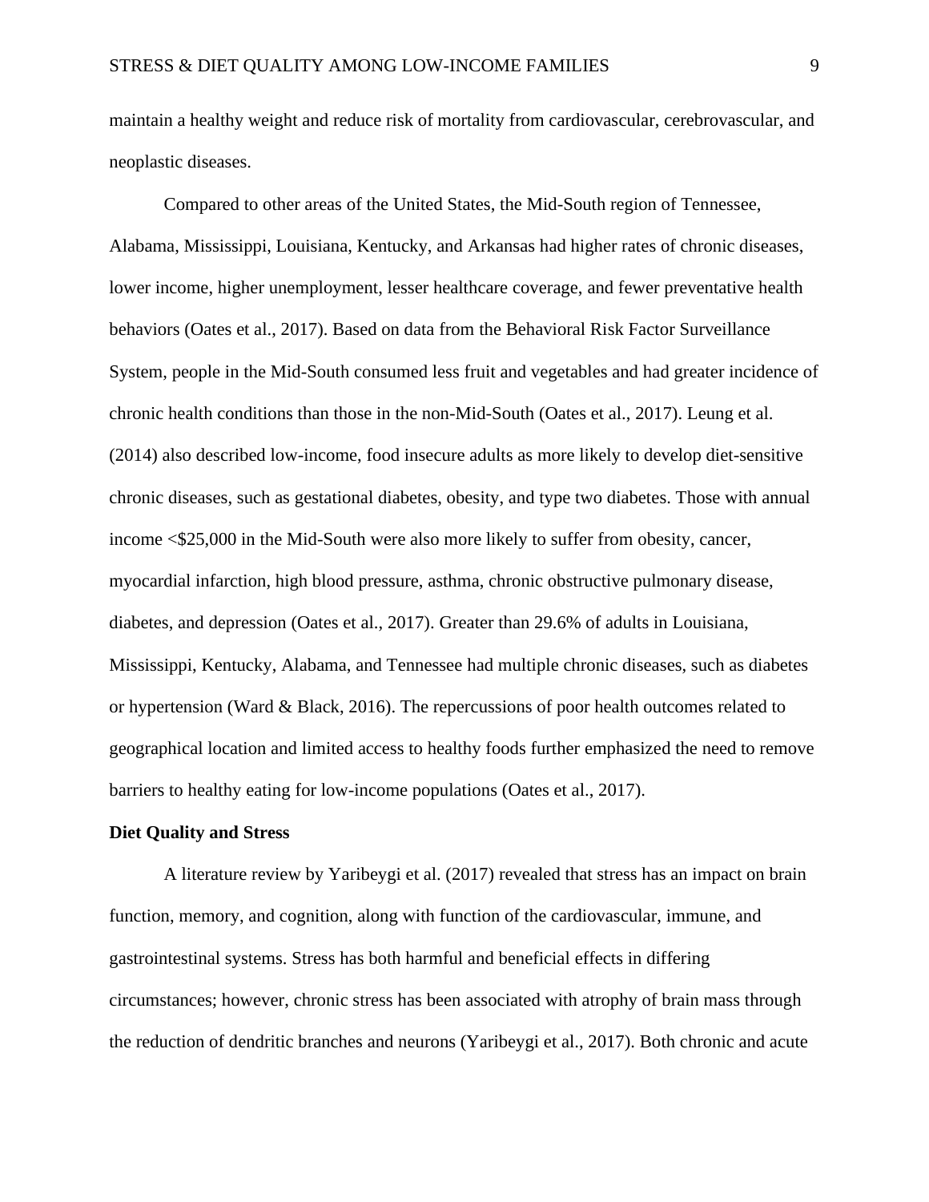maintain a healthy weight and reduce risk of mortality from cardiovascular, cerebrovascular, and neoplastic diseases.

Compared to other areas of the United States, the Mid-South region of Tennessee, Alabama, Mississippi, Louisiana, Kentucky, and Arkansas had higher rates of chronic diseases, lower income, higher unemployment, lesser healthcare coverage, and fewer preventative health behaviors (Oates et al., 2017). Based on data from the Behavioral Risk Factor Surveillance System, people in the Mid-South consumed less fruit and vegetables and had greater incidence of chronic health conditions than those in the non-Mid-South (Oates et al., 2017). Leung et al. (2014) also described low-income, food insecure adults as more likely to develop diet-sensitive chronic diseases, such as gestational diabetes, obesity, and type two diabetes. Those with annual income <$25,000 in the Mid-South were also more likely to suffer from obesity, cancer, myocardial infarction, high blood pressure, asthma, chronic obstructive pulmonary disease, diabetes, and depression (Oates et al., 2017). Greater than 29.6% of adults in Louisiana, Mississippi, Kentucky, Alabama, and Tennessee had multiple chronic diseases, such as diabetes or hypertension (Ward & Black, 2016). The repercussions of poor health outcomes related to geographical location and limited access to healthy foods further emphasized the need to remove barriers to healthy eating for low-income populations (Oates et al., 2017).

**Diet Quality and Stress**

A literature review by Yaribeygi et al. (2017) revealed that stress has an impact on brain function, memory, and cognition, along with function of the cardiovascular, immune, and gastrointestinal systems. Stress has both harmful and beneficial effects in differing circumstances; however, chronic stress has been associated with atrophy of brain mass through the reduction of dendritic branches and neurons (Yaribeygi et al., 2017). Both chronic and acute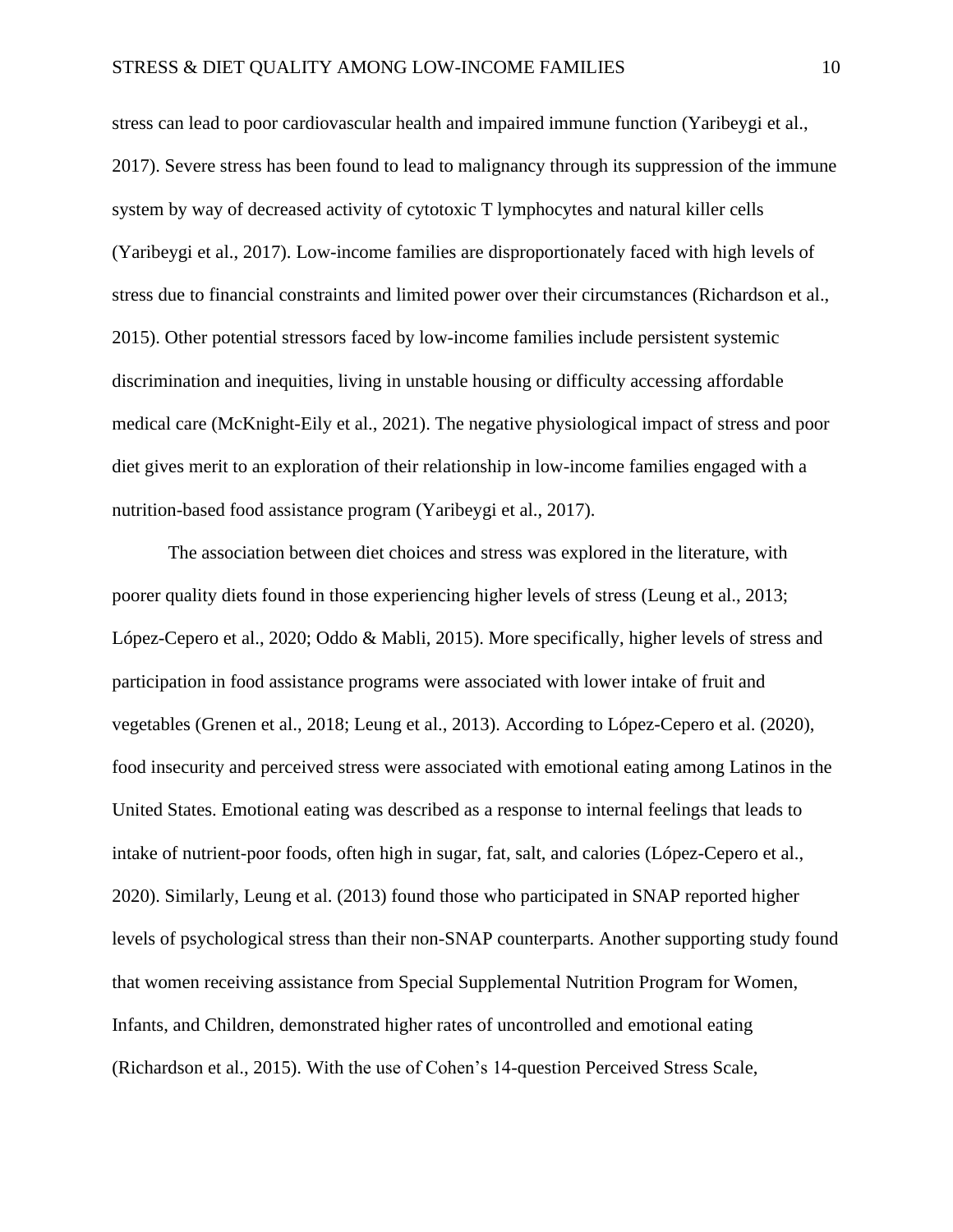stress can lead to poor cardiovascular health and impaired immune function (Yaribeygi et al., 2017). Severe stress has been found to lead to malignancy through its suppression of the immune system by way of decreased activity of cytotoxic T lymphocytes and natural killer cells (Yaribeygi et al., 2017). Low-income families are disproportionately faced with high levels of stress due to financial constraints and limited power over their circumstances (Richardson et al., 2015). Other potential stressors faced by low-income families include persistent systemic discrimination and inequities, living in unstable housing or difficulty accessing affordable medical care (McKnight-Eily et al., 2021). The negative physiological impact of stress and poor diet gives merit to an exploration of their relationship in low-income families engaged with a nutrition-based food assistance program (Yaribeygi et al., 2017).

The association between diet choices and stress was explored in the literature, with poorer quality diets found in those experiencing higher levels of stress (Leung et al., 2013; López-Cepero et al., 2020; Oddo & Mabli, 2015). More specifically, higher levels of stress and participation in food assistance programs were associated with lower intake of fruit and vegetables (Grenen et al., 2018; Leung et al., 2013). According to López-Cepero et al. (2020), food insecurity and perceived stress were associated with emotional eating among Latinos in the United States. Emotional eating was described as a response to internal feelings that leads to intake of nutrient-poor foods, often high in sugar, fat, salt, and calories (López-Cepero et al., 2020). Similarly, Leung et al. (2013) found those who participated in SNAP reported higher levels of psychological stress than their non-SNAP counterparts. Another supporting study found that women receiving assistance from Special Supplemental Nutrition Program for Women, Infants, and Children, demonstrated higher rates of uncontrolled and emotional eating (Richardson et al., 2015). With the use of Cohen's 14-question Perceived Stress Scale,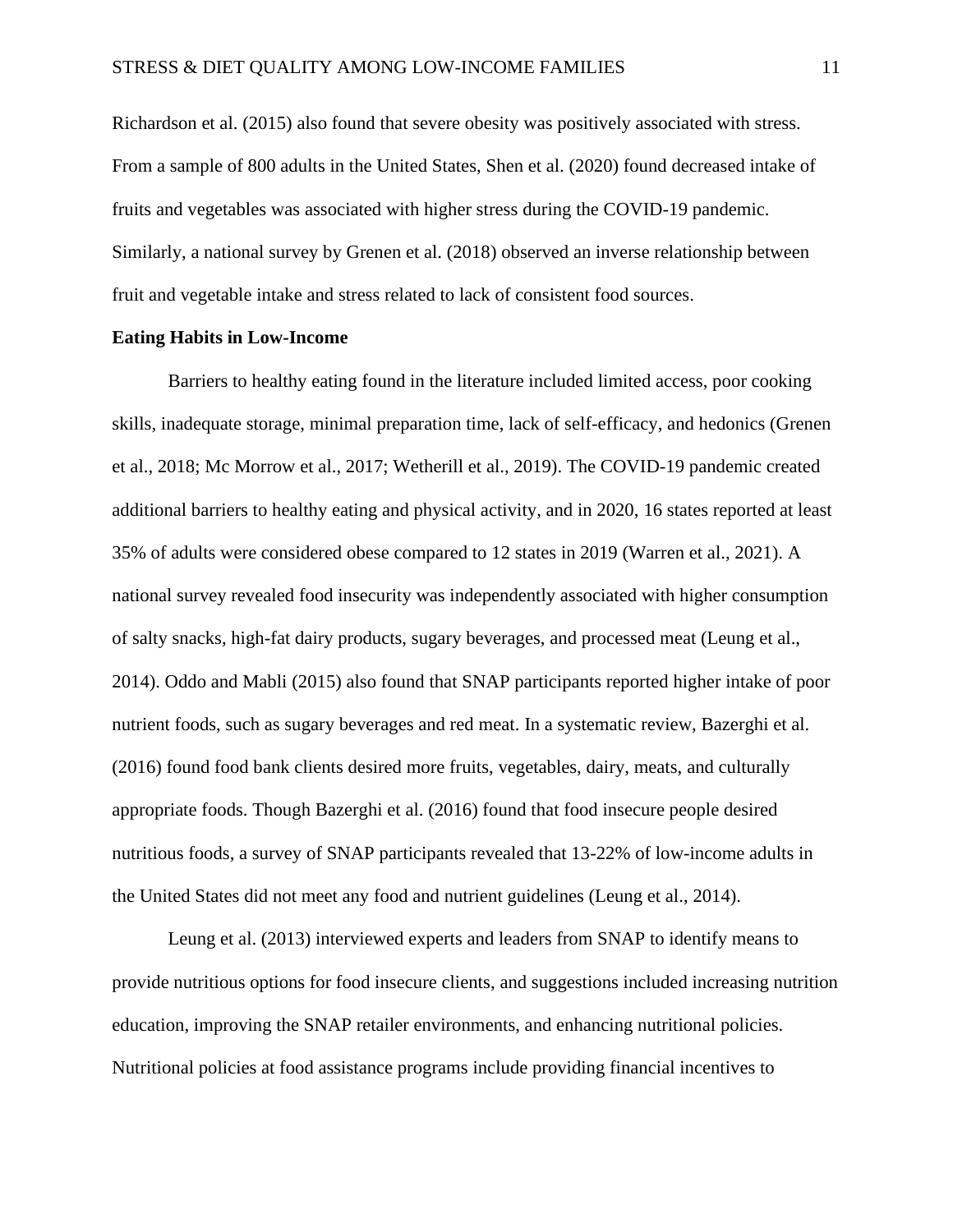Richardson et al. (2015) also found that severe obesity was positively associated with stress. From a sample of 800 adults in the United States, Shen et al. (2020) found decreased intake of fruits and vegetables was associated with higher stress during the COVID-19 pandemic. Similarly, a national survey by Grenen et al. (2018) observed an inverse relationship between fruit and vegetable intake and stress related to lack of consistent food sources.

**Eating Habits in Low-Income**

Barriers to healthy eating found in the literature included limited access, poor cooking skills, inadequate storage, minimal preparation time, lack of self-efficacy, and hedonics (Grenen et al., 2018; Mc Morrow et al., 2017; Wetherill et al., 2019). The COVID-19 pandemic created additional barriers to healthy eating and physical activity, and in 2020, 16 states reported at least 35% of adults were considered obese compared to 12 states in 2019 (Warren et al., 2021). A national survey revealed food insecurity was independently associated with higher consumption of salty snacks, high-fat dairy products, sugary beverages, and processed meat (Leung et al., 2014). Oddo and Mabli (2015) also found that SNAP participants reported higher intake of poor nutrient foods, such as sugary beverages and red meat. In a systematic review, Bazerghi et al. (2016) found food bank clients desired more fruits, vegetables, dairy, meats, and culturally appropriate foods. Though Bazerghi et al. (2016) found that food insecure people desired nutritious foods, a survey of SNAP participants revealed that 13-22% of low-income adults in the United States did not meet any food and nutrient guidelines (Leung et al., 2014).

Leung et al. (2013) interviewed experts and leaders from SNAP to identify means to provide nutritious options for food insecure clients, and suggestions included increasing nutrition education, improving the SNAP retailer environments, and enhancing nutritional policies. Nutritional policies at food assistance programs include providing financial incentives to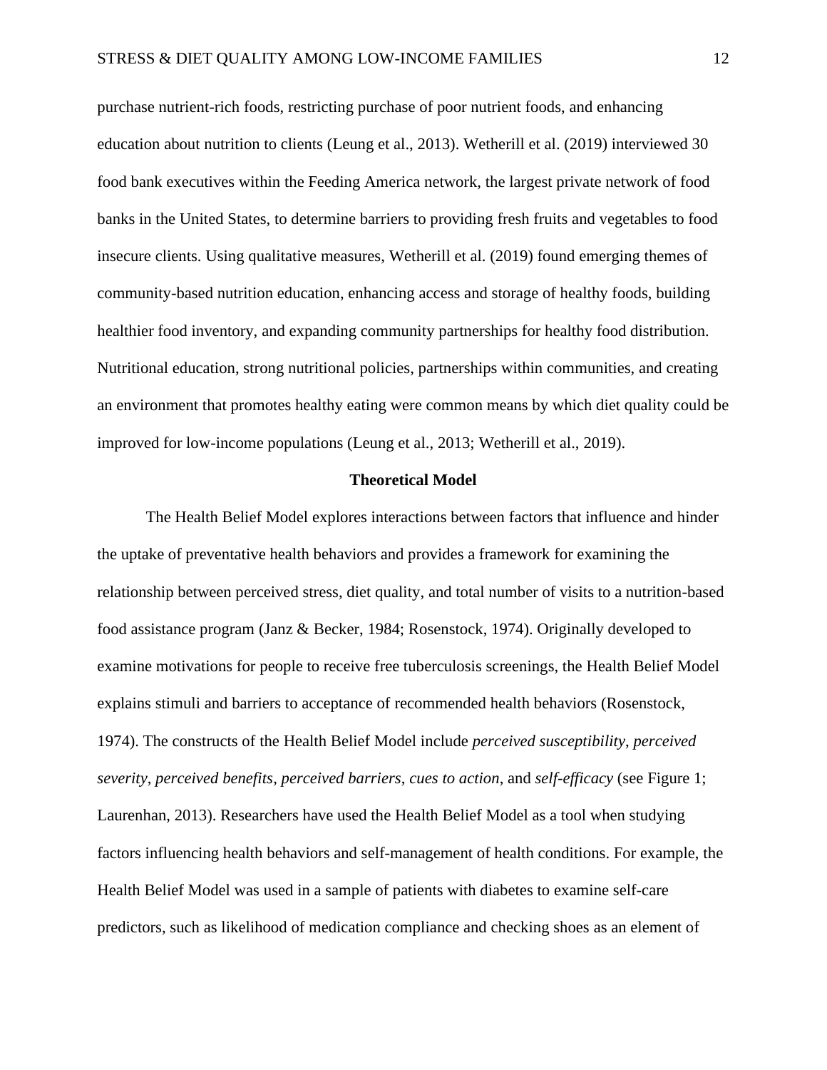purchase nutrient-rich foods, restricting purchase of poor nutrient foods, and enhancing education about nutrition to clients (Leung et al., 2013). Wetherill et al. (2019) interviewed 30 food bank executives within the Feeding America network, the largest private network of food banks in the United States, to determine barriers to providing fresh fruits and vegetables to food insecure clients. Using qualitative measures, Wetherill et al. (2019) found emerging themes of community-based nutrition education, enhancing access and storage of healthy foods, building healthier food inventory, and expanding community partnerships for healthy food distribution. Nutritional education, strong nutritional policies, partnerships within communities, and creating an environment that promotes healthy eating were common means by which diet quality could be improved for low-income populations (Leung et al., 2013; Wetherill et al., 2019).

## Theoretical Model

The Health Belief Model explores interactions between factors that influence and hinder the uptake of preventative health behaviors and provides a framework for examining the relationship between perceived stress, diet quality, and total number of visits to a nutrition-based food assistance program (Janz & Becker, 1984; Rosenstock, 1974). Originally developed to examine motivations for people to receive free tuberculosis screenings, the Health Belief Model explains stimuli and barriers to acceptance of recommended health behaviors (Rosenstock, 1974). The constructs of the Health Belief Model include *perceived susceptibility*, *perceived severity*, *perceived benefits*, *perceived barriers*, *cues to action*, and *self-efficacy* (see Figure 1; Laurenhan, 2013). Researchers have used the Health Belief Model as a tool when studying factors influencing health behaviors and self-management of health conditions. For example, the Health Belief Model was used in a sample of patients with diabetes to examine self-care predictors, such as likelihood of medication compliance and checking shoes as an element of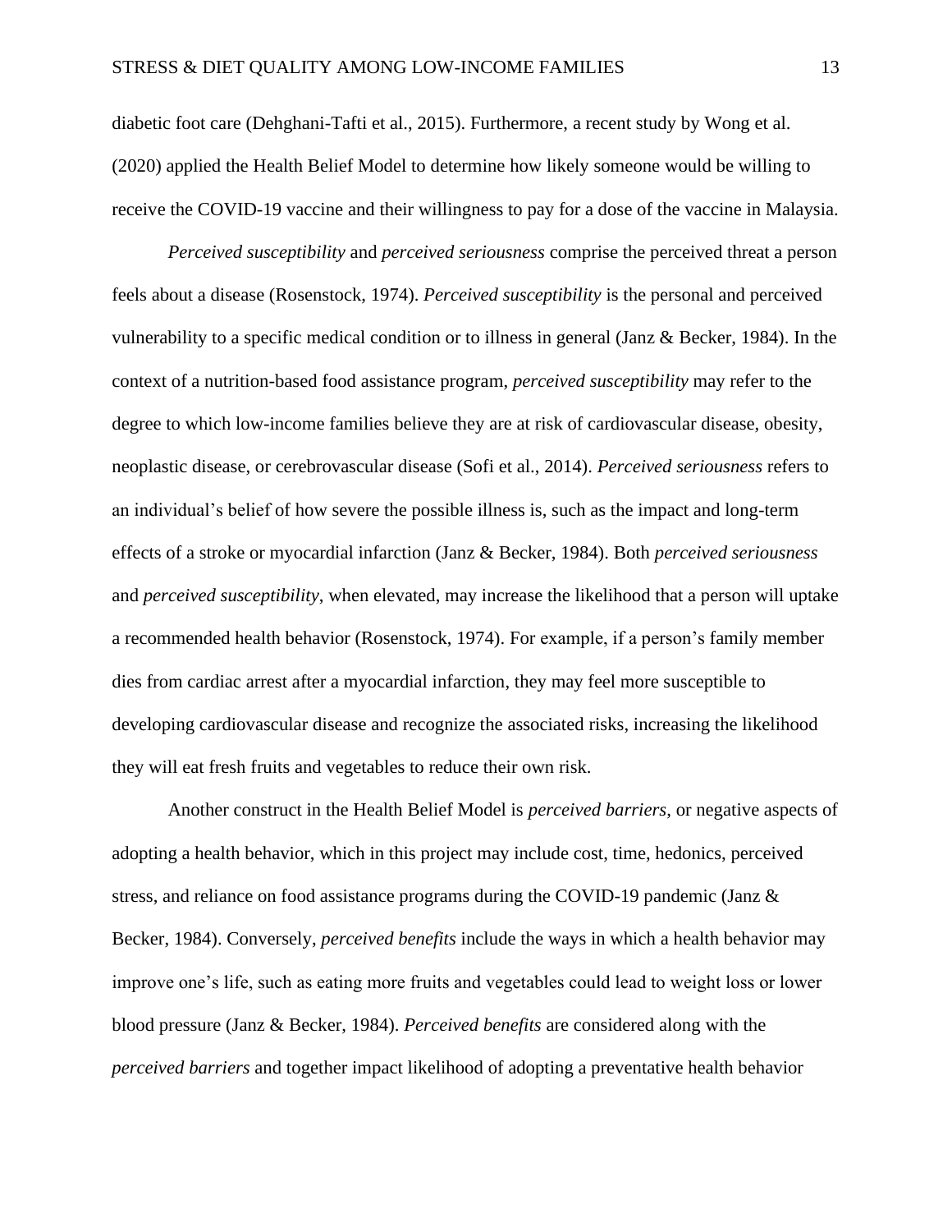diabetic foot care (Dehghani-Tafti et al., 2015). Furthermore, a recent study by Wong et al. (2020) applied the Health Belief Model to determine how likely someone would be willing to receive the COVID-19 vaccine and their willingness to pay for a dose of the vaccine in Malaysia.

*Perceived susceptibility* and *perceived seriousness* comprise the perceived threat a person feels about a disease (Rosenstock, 1974). *Perceived susceptibility* is the personal and perceived vulnerability to a specific medical condition or to illness in general (Janz & Becker, 1984). In the context of a nutrition-based food assistance program, *perceived susceptibility* may refer to the degree to which low-income families believe they are at risk of cardiovascular disease, obesity, neoplastic disease, or cerebrovascular disease (Sofi et al., 2014). *Perceived seriousness* refers to an individual's belief of how severe the possible illness is, such as the impact and long-term effects of a stroke or myocardial infarction (Janz & Becker, 1984). Both *perceived seriousness* and *perceived susceptibility*, when elevated, may increase the likelihood that a person will uptake a recommended health behavior (Rosenstock, 1974). For example, if a person's family member dies from cardiac arrest after a myocardial infarction, they may feel more susceptible to developing cardiovascular disease and recognize the associated risks, increasing the likelihood they will eat fresh fruits and vegetables to reduce their own risk.

Another construct in the Health Belief Model is *perceived barriers*, or negative aspects of adopting a health behavior, which in this project may include cost, time, hedonics, perceived stress, and reliance on food assistance programs during the COVID-19 pandemic (Janz & Becker, 1984). Conversely, *perceived benefits* include the ways in which a health behavior may improve one's life, such as eating more fruits and vegetables could lead to weight loss or lower blood pressure (Janz & Becker, 1984). *Perceived benefits* are considered along with the *perceived barriers* and together impact likelihood of adopting a preventative health behavior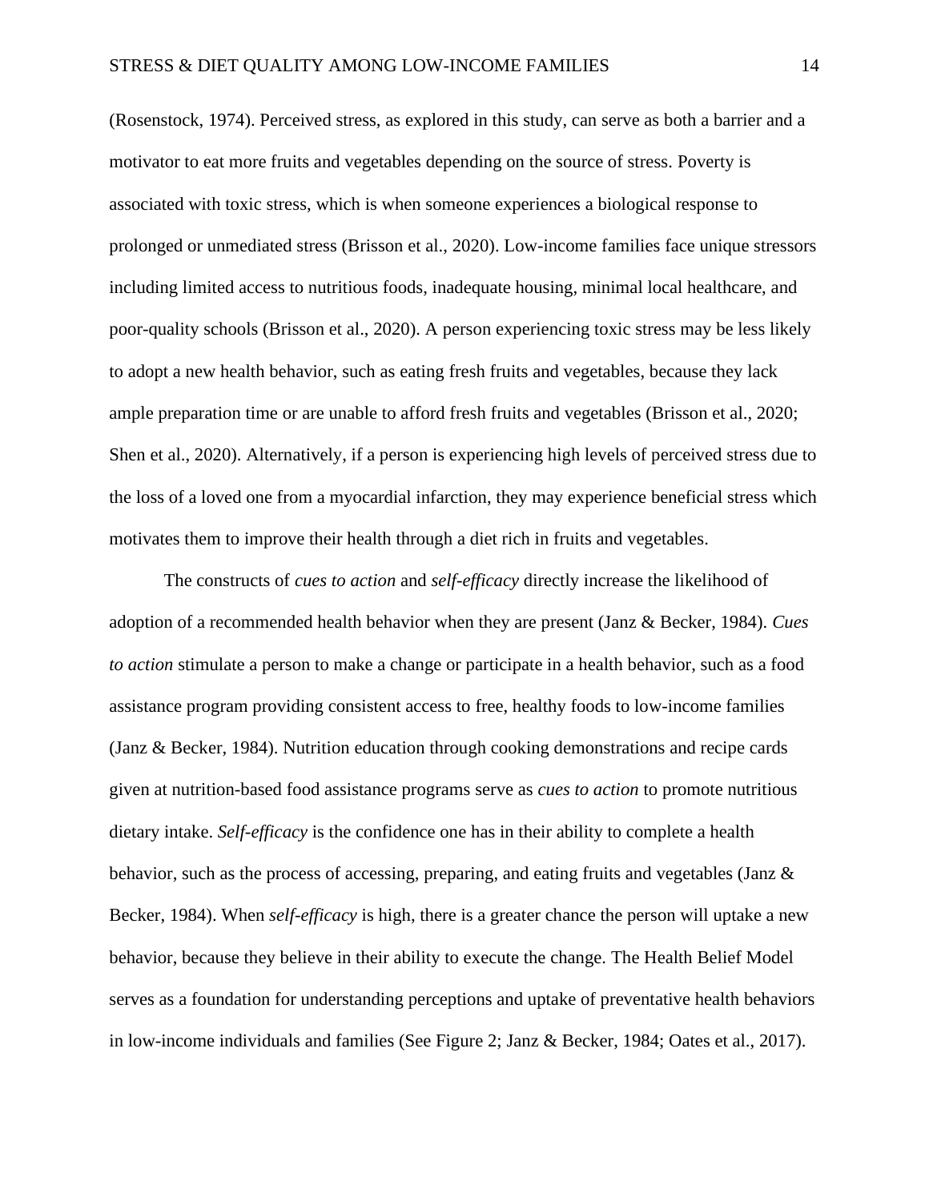(Rosenstock, 1974). Perceived stress, as explored in this study, can serve as both a barrier and a motivator to eat more fruits and vegetables depending on the source of stress. Poverty is associated with toxic stress, which is when someone experiences a biological response to prolonged or unmediated stress (Brisson et al., 2020). Low-income families face unique stressors including limited access to nutritious foods, inadequate housing, minimal local healthcare, and poor-quality schools (Brisson et al., 2020). A person experiencing toxic stress may be less likely to adopt a new health behavior, such as eating fresh fruits and vegetables, because they lack ample preparation time or are unable to afford fresh fruits and vegetables (Brisson et al., 2020; Shen et al., 2020). Alternatively, if a person is experiencing high levels of perceived stress due to the loss of a loved one from a myocardial infarction, they may experience beneficial stress which motivates them to improve their health through a diet rich in fruits and vegetables.

The constructs of *cues to action* and *self-efficacy* directly increase the likelihood of adoption of a recommended health behavior when they are present (Janz & Becker, 1984). *Cues to action* stimulate a person to make a change or participate in a health behavior, such as a food assistance program providing consistent access to free, healthy foods to low-income families (Janz & Becker, 1984). Nutrition education through cooking demonstrations and recipe cards given at nutrition-based food assistance programs serve as *cues to action* to promote nutritious dietary intake. *Self-efficacy* is the confidence one has in their ability to complete a health behavior, such as the process of accessing, preparing, and eating fruits and vegetables (Janz & Becker, 1984). When *self-efficacy* is high, there is a greater chance the person will uptake a new behavior, because they believe in their ability to execute the change. The Health Belief Model serves as a foundation for understanding perceptions and uptake of preventative health behaviors in low-income individuals and families (See Figure 2; Janz & Becker, 1984; Oates et al., 2017).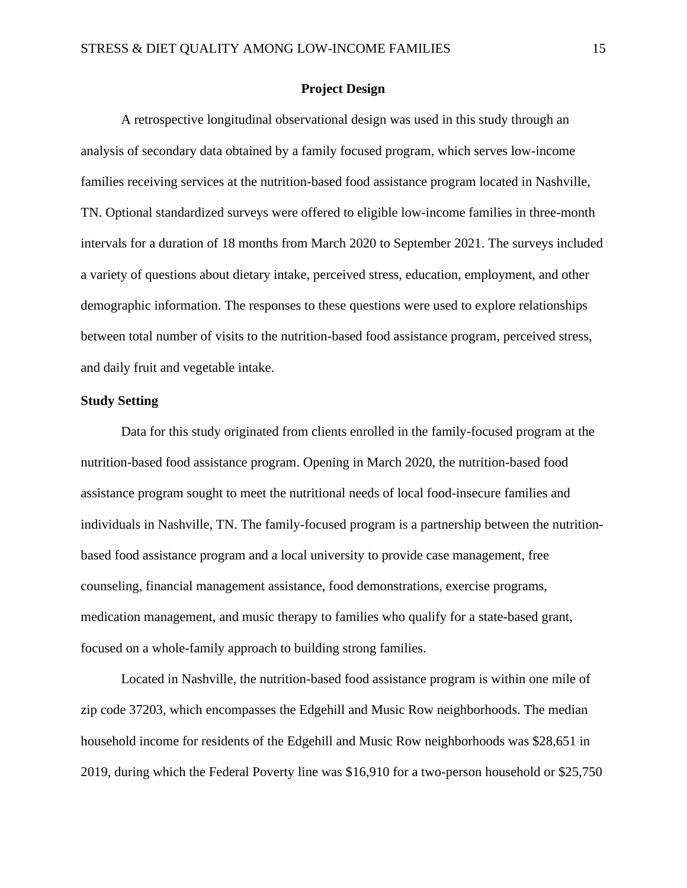## Project Design

A retrospective longitudinal observational design was used in this study through an analysis of secondary data obtained by a family focused program, which serves low-income families receiving services at the nutrition-based food assistance program located in Nashville, TN. Optional standardized surveys were offered to eligible low-income families in three-month intervals for a duration of 18 months from March 2020 to September 2021. The surveys included a variety of questions about dietary intake, perceived stress, education, employment, and other demographic information. The responses to these questions were used to explore relationships between total number of visits to the nutrition-based food assistance program, perceived stress, and daily fruit and vegetable intake.

### Study Setting

Data for this study originated from clients enrolled in the family-focused program at the nutrition-based food assistance program. Opening in March 2020, the nutrition-based food assistance program sought to meet the nutritional needs of local food-insecure families and individuals in Nashville, TN. The family-focused program is a partnership between the nutrition-based food assistance program and a local university to provide case management, free counseling, financial management assistance, food demonstrations, exercise programs, medication management, and music therapy to families who qualify for a state-based grant, focused on a whole-family approach to building strong families.

Located in Nashville, the nutrition-based food assistance program is within one mile of zip code 37203, which encompasses the Edgehill and Music Row neighborhoods. The median household income for residents of the Edgehill and Music Row neighborhoods was $28,651 in 2019, during which the Federal Poverty line was $16,910 for a two-person household or $25,750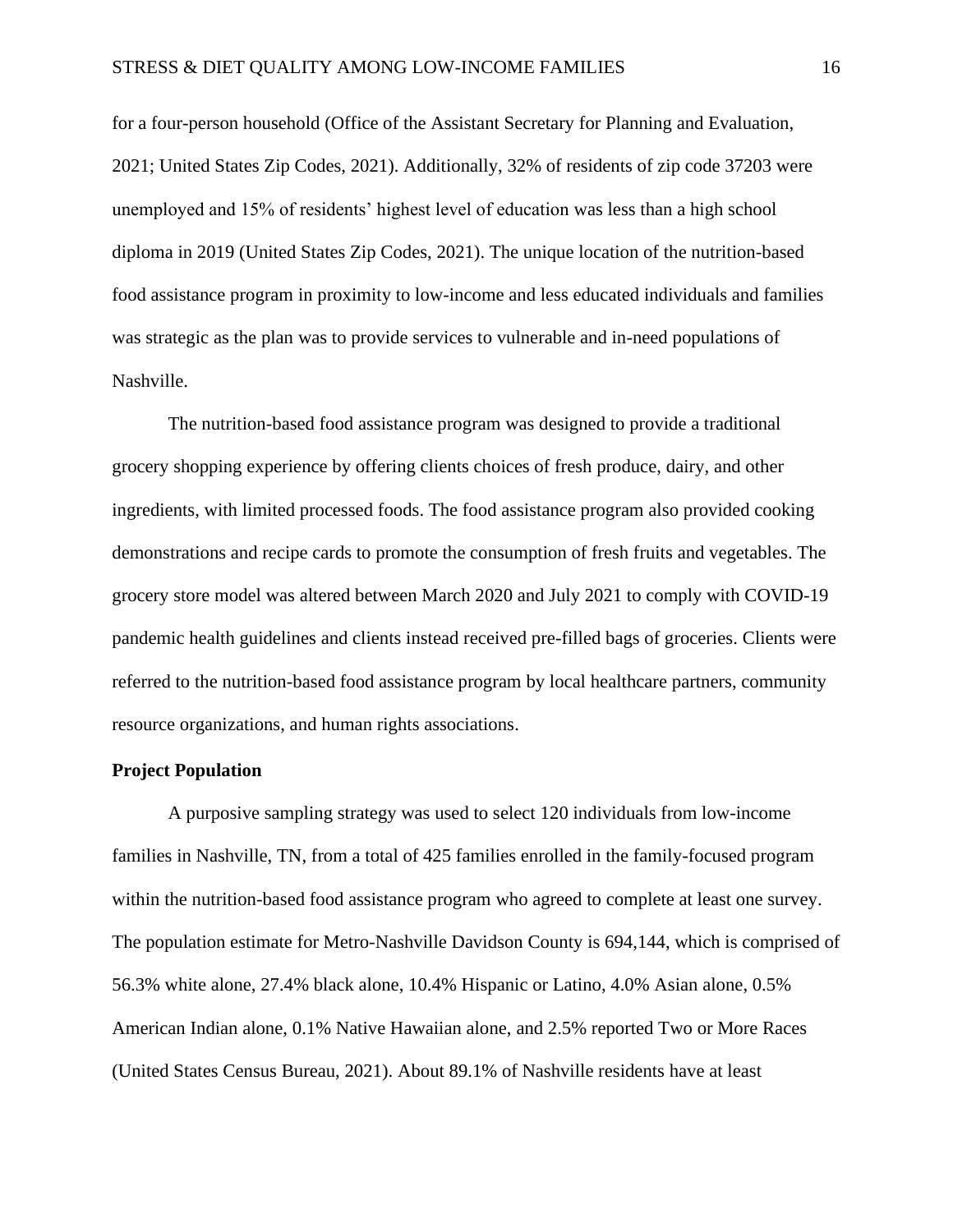for a four-person household (Office of the Assistant Secretary for Planning and Evaluation, 2021; United States Zip Codes, 2021). Additionally, 32% of residents of zip code 37203 were unemployed and 15% of residents' highest level of education was less than a high school diploma in 2019 (United States Zip Codes, 2021). The unique location of the nutrition-based food assistance program in proximity to low-income and less educated individuals and families was strategic as the plan was to provide services to vulnerable and in-need populations of Nashville.

The nutrition-based food assistance program was designed to provide a traditional grocery shopping experience by offering clients choices of fresh produce, dairy, and other ingredients, with limited processed foods. The food assistance program also provided cooking demonstrations and recipe cards to promote the consumption of fresh fruits and vegetables. The grocery store model was altered between March 2020 and July 2021 to comply with COVID-19 pandemic health guidelines and clients instead received pre-filled bags of groceries. Clients were referred to the nutrition-based food assistance program by local healthcare partners, community resource organizations, and human rights associations.

**Project Population**

A purposive sampling strategy was used to select 120 individuals from low-income families in Nashville, TN, from a total of 425 families enrolled in the family-focused program within the nutrition-based food assistance program who agreed to complete at least one survey. The population estimate for Metro-Nashville Davidson County is 694,144, which is comprised of 56.3% white alone, 27.4% black alone, 10.4% Hispanic or Latino, 4.0% Asian alone, 0.5% American Indian alone, 0.1% Native Hawaiian alone, and 2.5% reported Two or More Races (United States Census Bureau, 2021). About 89.1% of Nashville residents have at least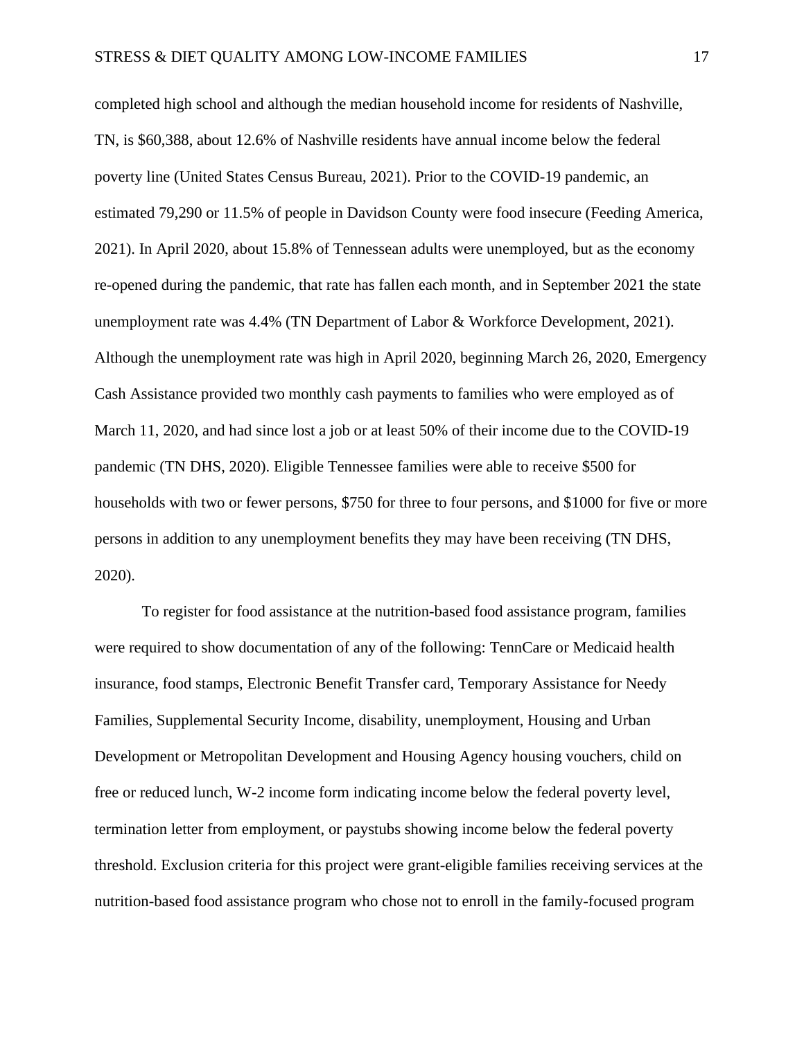completed high school and although the median household income for residents of Nashville, TN, is $60,388, about 12.6% of Nashville residents have annual income below the federal poverty line (United States Census Bureau, 2021). Prior to the COVID-19 pandemic, an estimated 79,290 or 11.5% of people in Davidson County were food insecure (Feeding America, 2021). In April 2020, about 15.8% of Tennessean adults were unemployed, but as the economy re-opened during the pandemic, that rate has fallen each month, and in September 2021 the state unemployment rate was 4.4% (TN Department of Labor & Workforce Development, 2021). Although the unemployment rate was high in April 2020, beginning March 26, 2020, Emergency Cash Assistance provided two monthly cash payments to families who were employed as of March 11, 2020, and had since lost a job or at least 50% of their income due to the COVID-19 pandemic (TN DHS, 2020). Eligible Tennessee families were able to receive $500 for households with two or fewer persons, $750 for three to four persons, and $1000 for five or more persons in addition to any unemployment benefits they may have been receiving (TN DHS, 2020).

To register for food assistance at the nutrition-based food assistance program, families were required to show documentation of any of the following: TennCare or Medicaid health insurance, food stamps, Electronic Benefit Transfer card, Temporary Assistance for Needy Families, Supplemental Security Income, disability, unemployment, Housing and Urban Development or Metropolitan Development and Housing Agency housing vouchers, child on free or reduced lunch, W-2 income form indicating income below the federal poverty level, termination letter from employment, or paystubs showing income below the federal poverty threshold. Exclusion criteria for this project were grant-eligible families receiving services at the nutrition-based food assistance program who chose not to enroll in the family-focused program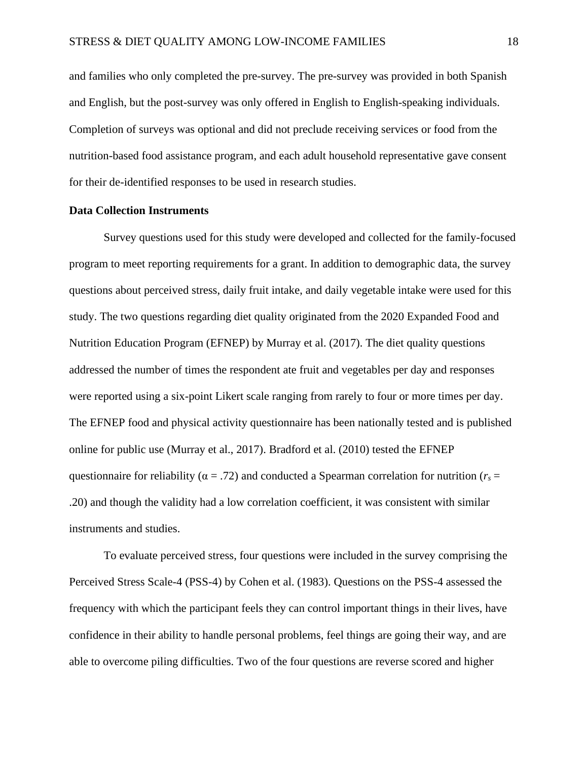and families who only completed the pre-survey. The pre-survey was provided in both Spanish and English, but the post-survey was only offered in English to English-speaking individuals. Completion of surveys was optional and did not preclude receiving services or food from the nutrition-based food assistance program, and each adult household representative gave consent for their de-identified responses to be used in research studies.

**Data Collection Instruments**

Survey questions used for this study were developed and collected for the family-focused program to meet reporting requirements for a grant. In addition to demographic data, the survey questions about perceived stress, daily fruit intake, and daily vegetable intake were used for this study. The two questions regarding diet quality originated from the 2020 Expanded Food and Nutrition Education Program (EFNEP) by Murray et al. (2017). The diet quality questions addressed the number of times the respondent ate fruit and vegetables per day and responses were reported using a six-point Likert scale ranging from rarely to four or more times per day. The EFNEP food and physical activity questionnaire has been nationally tested and is published online for public use (Murray et al., 2017). Bradford et al. (2010) tested the EFNEP questionnaire for reliability ($\alpha = .72$) and conducted a Spearman correlation for nutrition ($r_s = .20$) and though the validity had a low correlation coefficient, it was consistent with similar instruments and studies.

To evaluate perceived stress, four questions were included in the survey comprising the Perceived Stress Scale-4 (PSS-4) by Cohen et al. (1983). Questions on the PSS-4 assessed the frequency with which the participant feels they can control important things in their lives, have confidence in their ability to handle personal problems, feel things are going their way, and are able to overcome piling difficulties. Two of the four questions are reverse scored and higher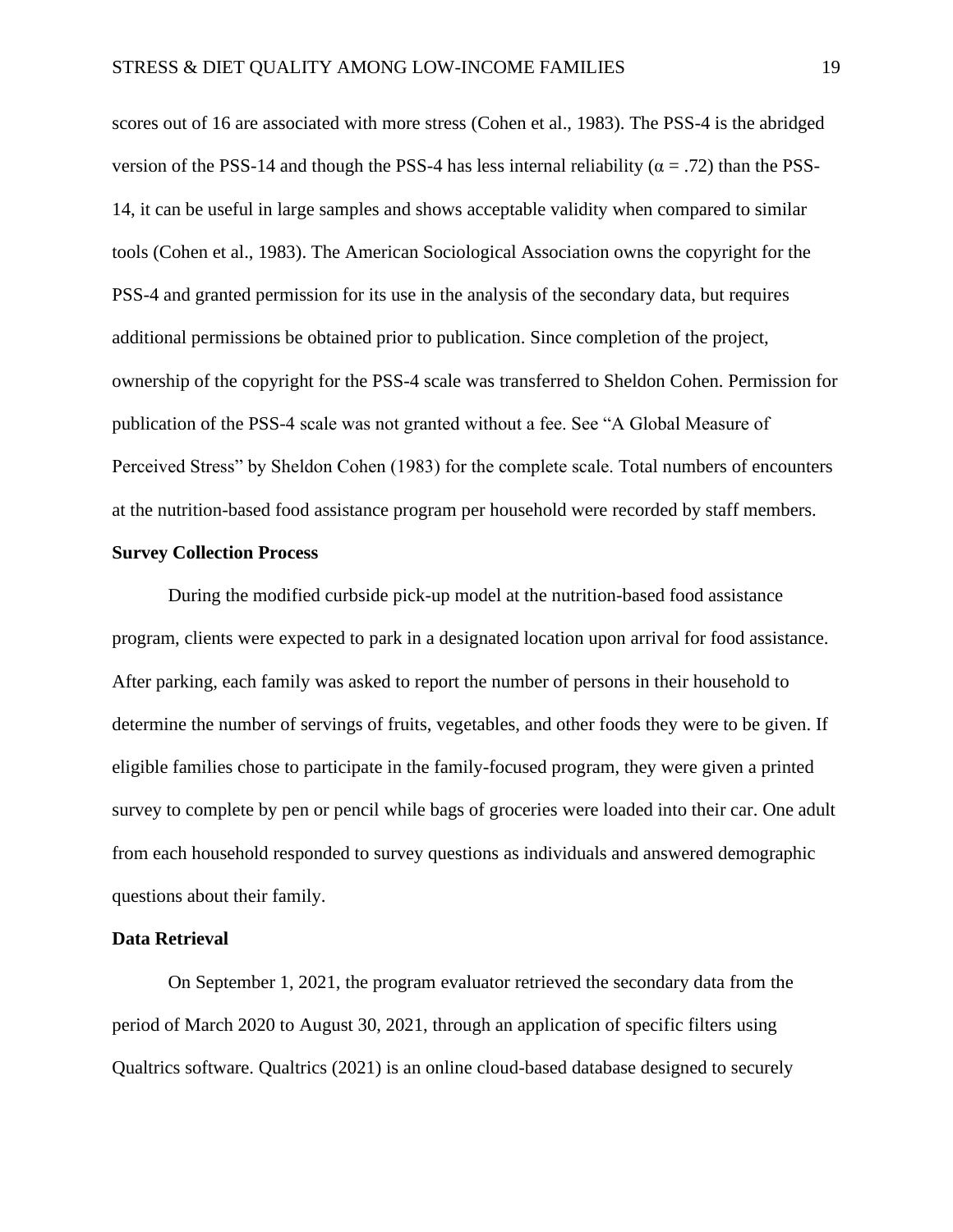scores out of 16 are associated with more stress (Cohen et al., 1983). The PSS-4 is the abridged version of the PSS-14 and though the PSS-4 has less internal reliability ($\alpha = .72$) than the PSS-14, it can be useful in large samples and shows acceptable validity when compared to similar tools (Cohen et al., 1983). The American Sociological Association owns the copyright for the PSS-4 and granted permission for its use in the analysis of the secondary data, but requires additional permissions be obtained prior to publication. Since completion of the project, ownership of the copyright for the PSS-4 scale was transferred to Sheldon Cohen. Permission for publication of the PSS-4 scale was not granted without a fee. See "A Global Measure of Perceived Stress" by Sheldon Cohen (1983) for the complete scale. Total numbers of encounters at the nutrition-based food assistance program per household were recorded by staff members.

**Survey Collection Process**

During the modified curbside pick-up model at the nutrition-based food assistance program, clients were expected to park in a designated location upon arrival for food assistance. After parking, each family was asked to report the number of persons in their household to determine the number of servings of fruits, vegetables, and other foods they were to be given. If eligible families chose to participate in the family-focused program, they were given a printed survey to complete by pen or pencil while bags of groceries were loaded into their car. One adult from each household responded to survey questions as individuals and answered demographic questions about their family.

**Data Retrieval**

On September 1, 2021, the program evaluator retrieved the secondary data from the period of March 2020 to August 30, 2021, through an application of specific filters using Qualtrics software. Qualtrics (2021) is an online cloud-based database designed to securely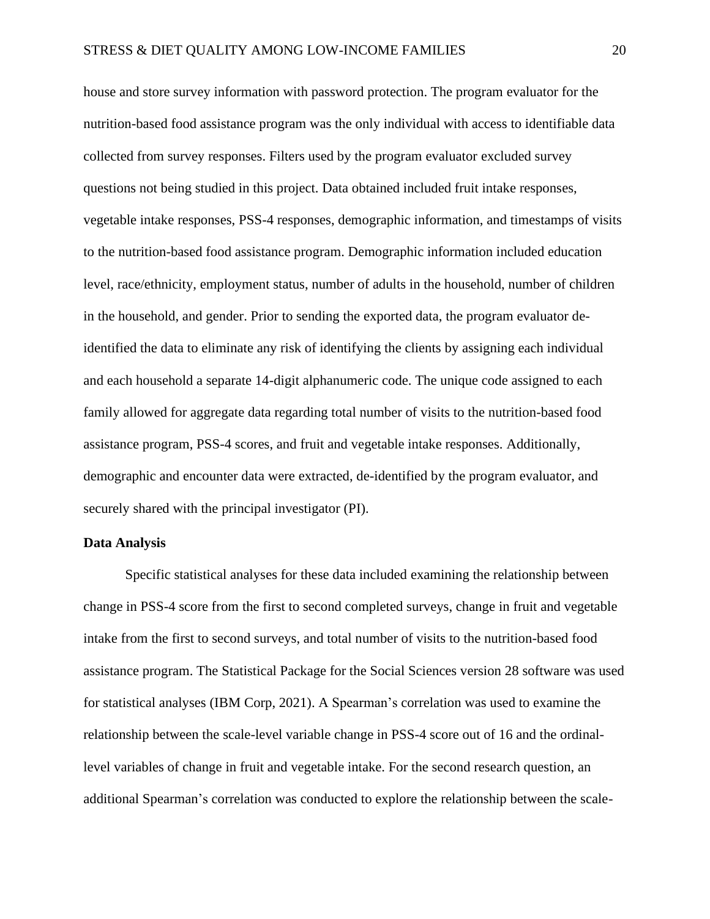house and store survey information with password protection. The program evaluator for the nutrition-based food assistance program was the only individual with access to identifiable data collected from survey responses. Filters used by the program evaluator excluded survey questions not being studied in this project. Data obtained included fruit intake responses, vegetable intake responses, PSS-4 responses, demographic information, and timestamps of visits to the nutrition-based food assistance program. Demographic information included education level, race/ethnicity, employment status, number of adults in the household, number of children in the household, and gender. Prior to sending the exported data, the program evaluator de-identified the data to eliminate any risk of identifying the clients by assigning each individual and each household a separate 14-digit alphanumeric code. The unique code assigned to each family allowed for aggregate data regarding total number of visits to the nutrition-based food assistance program, PSS-4 scores, and fruit and vegetable intake responses. Additionally, demographic and encounter data were extracted, de-identified by the program evaluator, and securely shared with the principal investigator (PI).

**Data Analysis**

Specific statistical analyses for these data included examining the relationship between change in PSS-4 score from the first to second completed surveys, change in fruit and vegetable intake from the first to second surveys, and total number of visits to the nutrition-based food assistance program. The Statistical Package for the Social Sciences version 28 software was used for statistical analyses (IBM Corp, 2021). A Spearman's correlation was used to examine the relationship between the scale-level variable change in PSS-4 score out of 16 and the ordinal-level variables of change in fruit and vegetable intake. For the second research question, an additional Spearman's correlation was conducted to explore the relationship between the scale-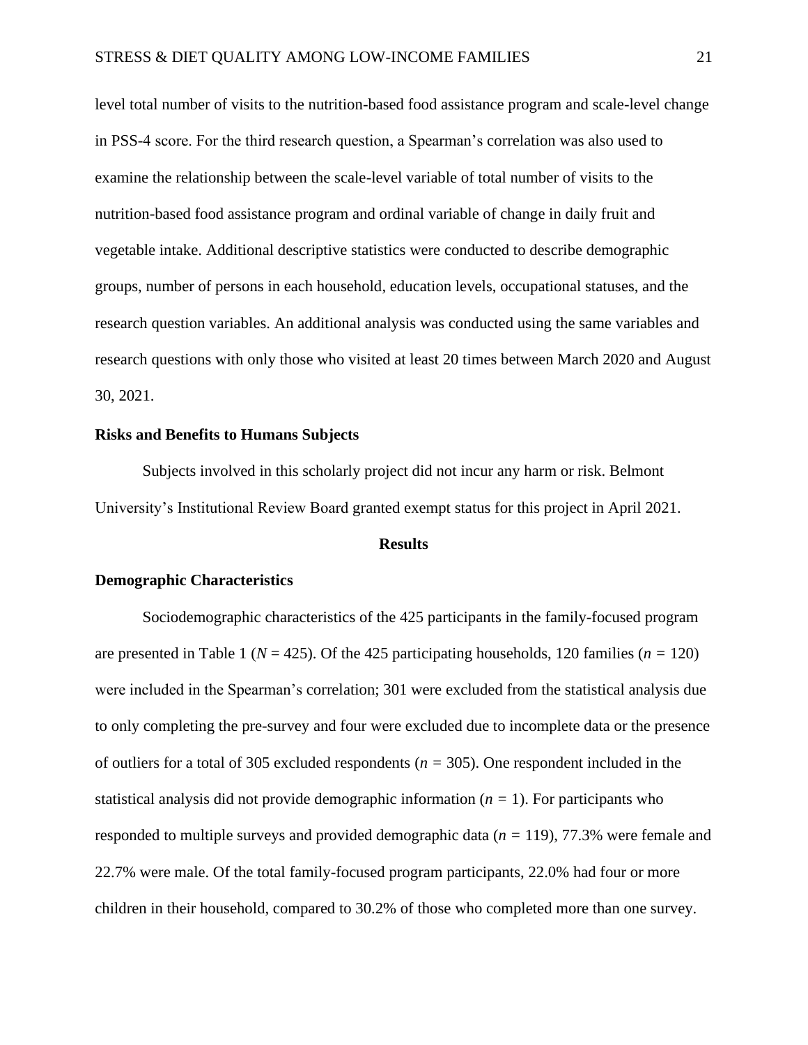level total number of visits to the nutrition-based food assistance program and scale-level change in PSS-4 score. For the third research question, a Spearman's correlation was also used to examine the relationship between the scale-level variable of total number of visits to the nutrition-based food assistance program and ordinal variable of change in daily fruit and vegetable intake. Additional descriptive statistics were conducted to describe demographic groups, number of persons in each household, education levels, occupational statuses, and the research question variables. An additional analysis was conducted using the same variables and research questions with only those who visited at least 20 times between March 2020 and August 30, 2021.

### Risks and Benefits to Humans Subjects

Subjects involved in this scholarly project did not incur any harm or risk. Belmont University's Institutional Review Board granted exempt status for this project in April 2021.

## Results

### Demographic Characteristics

Sociodemographic characteristics of the 425 participants in the family-focused program are presented in Table 1 ($N$ = 425). Of the 425 participating households, 120 families ($n$ = 120) were included in the Spearman's correlation; 301 were excluded from the statistical analysis due to only completing the pre-survey and four were excluded due to incomplete data or the presence of outliers for a total of 305 excluded respondents ($n$ = 305). One respondent included in the statistical analysis did not provide demographic information ($n$ = 1). For participants who responded to multiple surveys and provided demographic data ($n$ = 119), 77.3% were female and 22.7% were male. Of the total family-focused program participants, 22.0% had four or more children in their household, compared to 30.2% of those who completed more than one survey.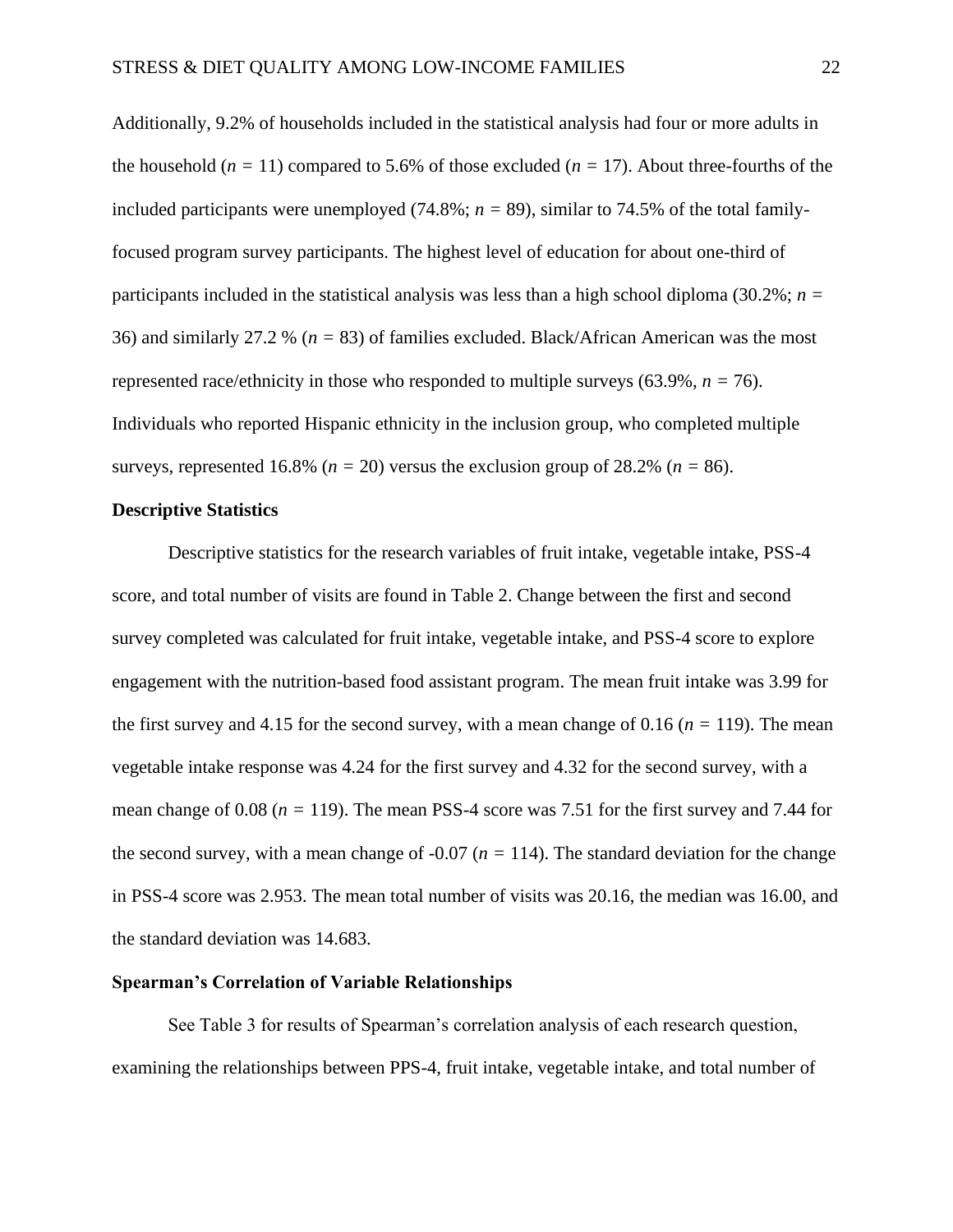Additionally, 9.2% of households included in the statistical analysis had four or more adults in the household ($n = 11$) compared to 5.6% of those excluded ($n = 17$). About three-fourths of the included participants were unemployed (74.8%; $n = 89$), similar to 74.5% of the total family-focused program survey participants. The highest level of education for about one-third of participants included in the statistical analysis was less than a high school diploma (30.2%; $n = 36$) and similarly 27.2 % ($n = 83$) of families excluded. Black/African American was the most represented race/ethnicity in those who responded to multiple surveys (63.9%, $n = 76$). Individuals who reported Hispanic ethnicity in the inclusion group, who completed multiple surveys, represented 16.8% ($n = 20$) versus the exclusion group of 28.2% ($n = 86$).

## Descriptive Statistics

Descriptive statistics for the research variables of fruit intake, vegetable intake, PSS-4 score, and total number of visits are found in Table 2. Change between the first and second survey completed was calculated for fruit intake, vegetable intake, and PSS-4 score to explore engagement with the nutrition-based food assistant program. The mean fruit intake was 3.99 for the first survey and 4.15 for the second survey, with a mean change of 0.16 ($n = 119$). The mean vegetable intake response was 4.24 for the first survey and 4.32 for the second survey, with a mean change of 0.08 ($n = 119$). The mean PSS-4 score was 7.51 for the first survey and 7.44 for the second survey, with a mean change of -0.07 ($n = 114$). The standard deviation for the change in PSS-4 score was 2.953. The mean total number of visits was 20.16, the median was 16.00, and the standard deviation was 14.683.

## Spearman's Correlation of Variable Relationships

See Table 3 for results of Spearman's correlation analysis of each research question, examining the relationships between PPS-4, fruit intake, vegetable intake, and total number of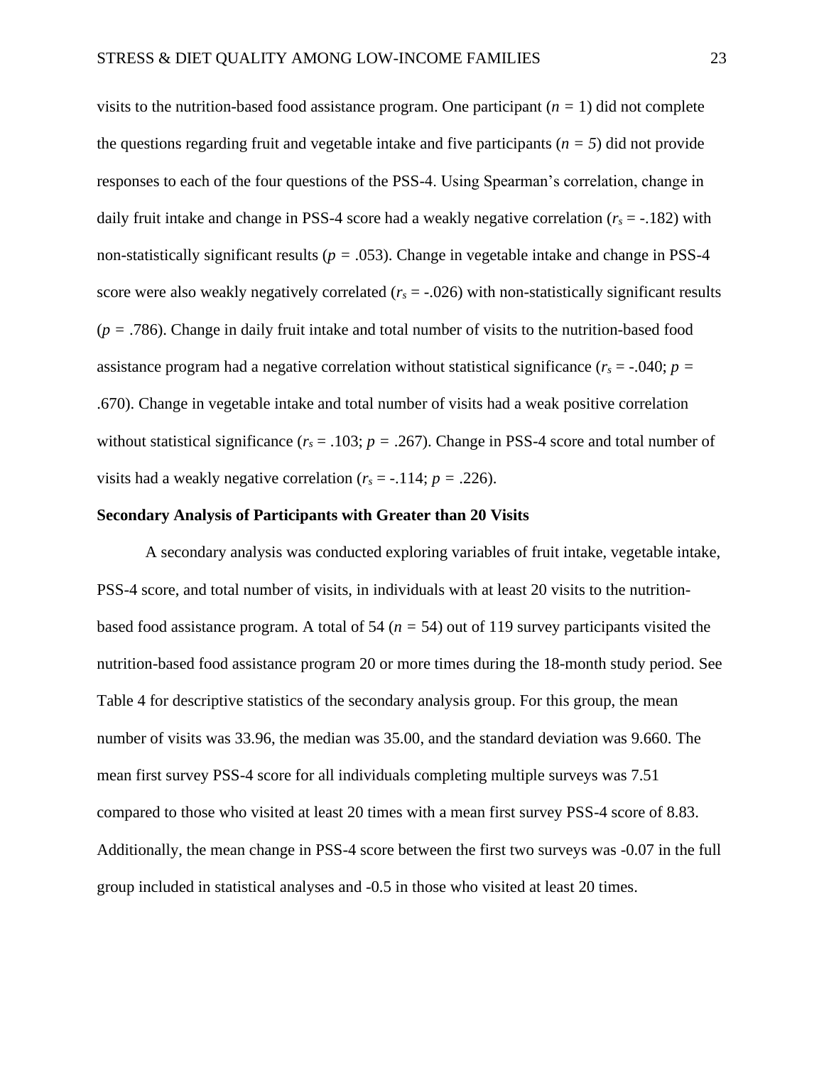visits to the nutrition-based food assistance program. One participant ($n = 1$) did not complete the questions regarding fruit and vegetable intake and five participants ($n = 5$) did not provide responses to each of the four questions of the PSS-4. Using Spearman's correlation, change in daily fruit intake and change in PSS-4 score had a weakly negative correlation ($r_s = -.182$) with non-statistically significant results ($p = .053$). Change in vegetable intake and change in PSS-4 score were also weakly negatively correlated ($r_s = -.026$) with non-statistically significant results ($p = .786$). Change in daily fruit intake and total number of visits to the nutrition-based food assistance program had a negative correlation without statistical significance ($r_s = -.040$; $p = .670$). Change in vegetable intake and total number of visits had a weak positive correlation without statistical significance ($r_s = .103$; $p = .267$). Change in PSS-4 score and total number of visits had a weakly negative correlation ($r_s = -.114$; $p = .226$).

**Secondary Analysis of Participants with Greater than 20 Visits**

A secondary analysis was conducted exploring variables of fruit intake, vegetable intake, PSS-4 score, and total number of visits, in individuals with at least 20 visits to the nutrition-based food assistance program. A total of 54 ($n = 54$) out of 119 survey participants visited the nutrition-based food assistance program 20 or more times during the 18-month study period. See Table 4 for descriptive statistics of the secondary analysis group. For this group, the mean number of visits was 33.96, the median was 35.00, and the standard deviation was 9.660. The mean first survey PSS-4 score for all individuals completing multiple surveys was 7.51 compared to those who visited at least 20 times with a mean first survey PSS-4 score of 8.83. Additionally, the mean change in PSS-4 score between the first two surveys was -0.07 in the full group included in statistical analyses and -0.5 in those who visited at least 20 times.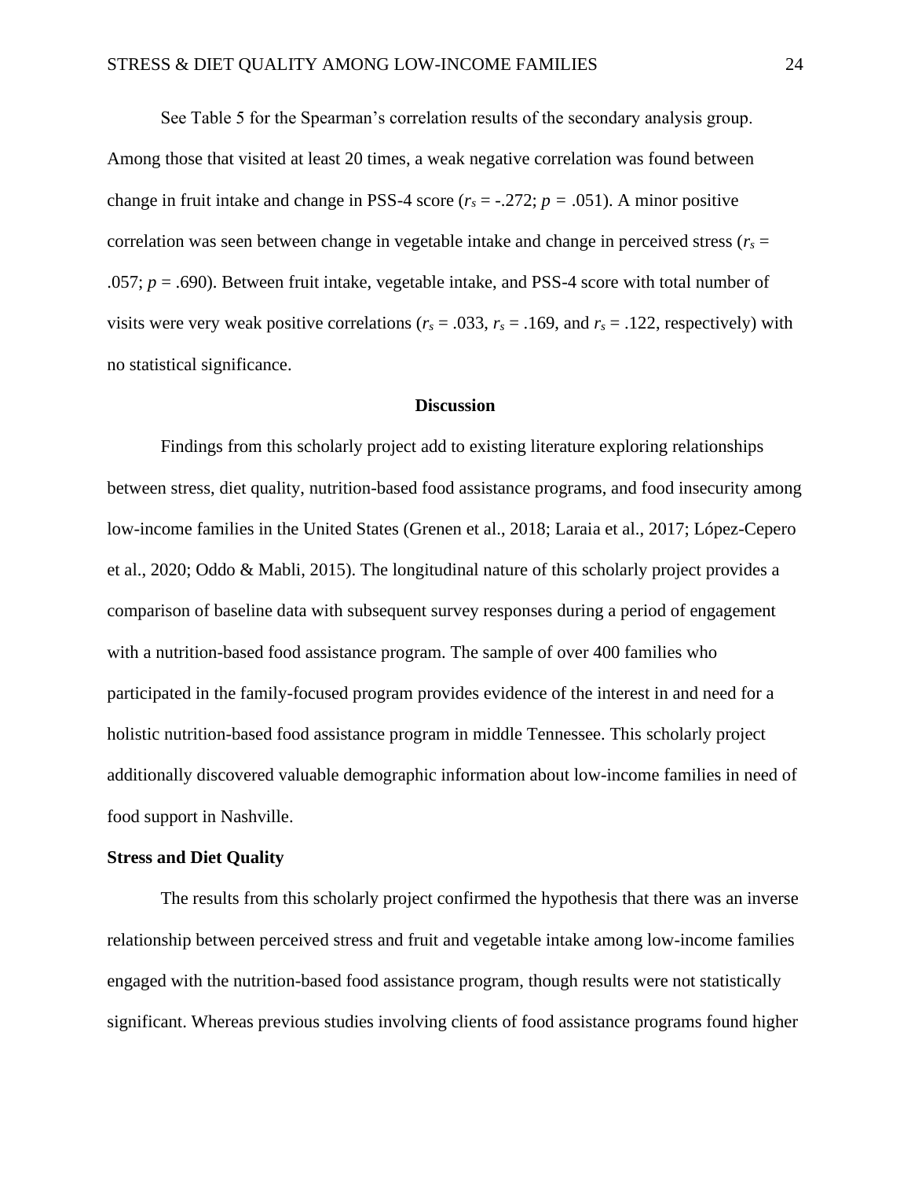See Table 5 for the Spearman's correlation results of the secondary analysis group. Among those that visited at least 20 times, a weak negative correlation was found between change in fruit intake and change in PSS-4 score ($r_s$ = -.272; $p$ = .051). A minor positive correlation was seen between change in vegetable intake and change in perceived stress ($r_s$ = .057; $p$ = .690). Between fruit intake, vegetable intake, and PSS-4 score with total number of visits were very weak positive correlations ($r_s$ = .033, $r_s$ = .169, and $r_s$ = .122, respectively) with no statistical significance.

## Discussion

Findings from this scholarly project add to existing literature exploring relationships between stress, diet quality, nutrition-based food assistance programs, and food insecurity among low-income families in the United States (Grenen et al., 2018; Laraia et al., 2017; López-Cepero et al., 2020; Oddo & Mabli, 2015). The longitudinal nature of this scholarly project provides a comparison of baseline data with subsequent survey responses during a period of engagement with a nutrition-based food assistance program. The sample of over 400 families who participated in the family-focused program provides evidence of the interest in and need for a holistic nutrition-based food assistance program in middle Tennessee. This scholarly project additionally discovered valuable demographic information about low-income families in need of food support in Nashville.

### Stress and Diet Quality

The results from this scholarly project confirmed the hypothesis that there was an inverse relationship between perceived stress and fruit and vegetable intake among low-income families engaged with the nutrition-based food assistance program, though results were not statistically significant. Whereas previous studies involving clients of food assistance programs found higher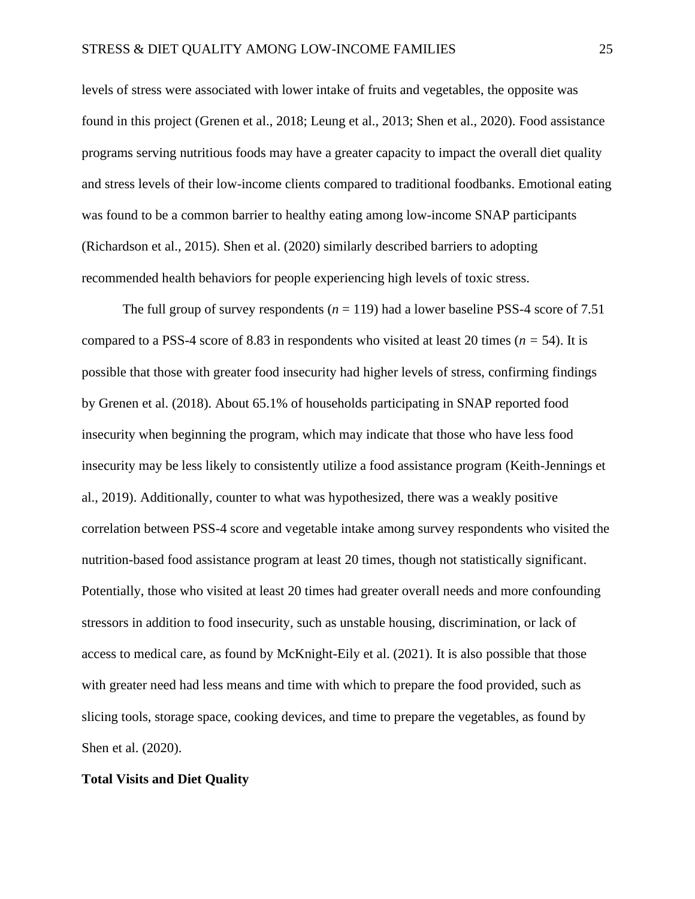levels of stress were associated with lower intake of fruits and vegetables, the opposite was found in this project (Grenen et al., 2018; Leung et al., 2013; Shen et al., 2020). Food assistance programs serving nutritious foods may have a greater capacity to impact the overall diet quality and stress levels of their low-income clients compared to traditional foodbanks. Emotional eating was found to be a common barrier to healthy eating among low-income SNAP participants (Richardson et al., 2015). Shen et al. (2020) similarly described barriers to adopting recommended health behaviors for people experiencing high levels of toxic stress.

The full group of survey respondents (*n* = 119) had a lower baseline PSS-4 score of 7.51 compared to a PSS-4 score of 8.83 in respondents who visited at least 20 times (*n* = 54). It is possible that those with greater food insecurity had higher levels of stress, confirming findings by Grenen et al. (2018). About 65.1% of households participating in SNAP reported food insecurity when beginning the program, which may indicate that those who have less food insecurity may be less likely to consistently utilize a food assistance program (Keith-Jennings et al., 2019). Additionally, counter to what was hypothesized, there was a weakly positive correlation between PSS-4 score and vegetable intake among survey respondents who visited the nutrition-based food assistance program at least 20 times, though not statistically significant. Potentially, those who visited at least 20 times had greater overall needs and more confounding stressors in addition to food insecurity, such as unstable housing, discrimination, or lack of access to medical care, as found by McKnight-Eily et al. (2021). It is also possible that those with greater need had less means and time with which to prepare the food provided, such as slicing tools, storage space, cooking devices, and time to prepare the vegetables, as found by Shen et al. (2020).

**Total Visits and Diet Quality**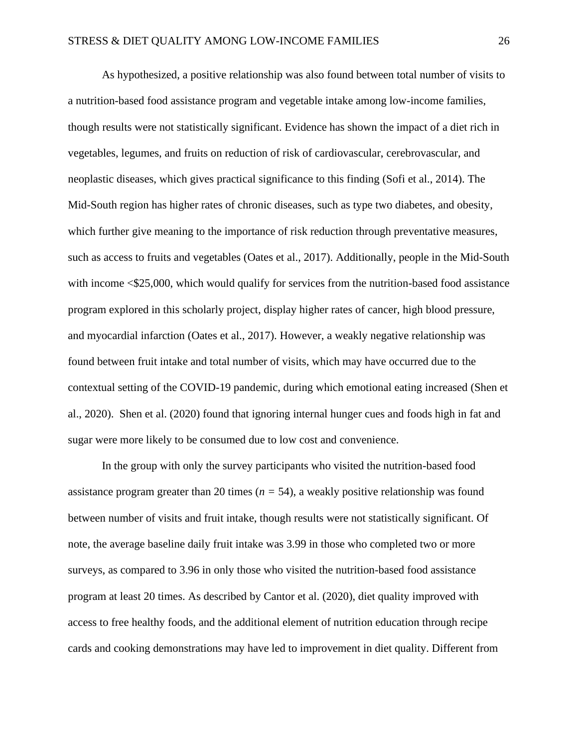As hypothesized, a positive relationship was also found between total number of visits to a nutrition-based food assistance program and vegetable intake among low-income families, though results were not statistically significant. Evidence has shown the impact of a diet rich in vegetables, legumes, and fruits on reduction of risk of cardiovascular, cerebrovascular, and neoplastic diseases, which gives practical significance to this finding (Sofi et al., 2014). The Mid-South region has higher rates of chronic diseases, such as type two diabetes, and obesity, which further give meaning to the importance of risk reduction through preventative measures, such as access to fruits and vegetables (Oates et al., 2017). Additionally, people in the Mid-South with income <$25,000, which would qualify for services from the nutrition-based food assistance program explored in this scholarly project, display higher rates of cancer, high blood pressure, and myocardial infarction (Oates et al., 2017). However, a weakly negative relationship was found between fruit intake and total number of visits, which may have occurred due to the contextual setting of the COVID-19 pandemic, during which emotional eating increased (Shen et al., 2020). Shen et al. (2020) found that ignoring internal hunger cues and foods high in fat and sugar were more likely to be consumed due to low cost and convenience.

In the group with only the survey participants who visited the nutrition-based food assistance program greater than 20 times ($n$ = 54), a weakly positive relationship was found between number of visits and fruit intake, though results were not statistically significant. Of note, the average baseline daily fruit intake was 3.99 in those who completed two or more surveys, as compared to 3.96 in only those who visited the nutrition-based food assistance program at least 20 times. As described by Cantor et al. (2020), diet quality improved with access to free healthy foods, and the additional element of nutrition education through recipe cards and cooking demonstrations may have led to improvement in diet quality. Different from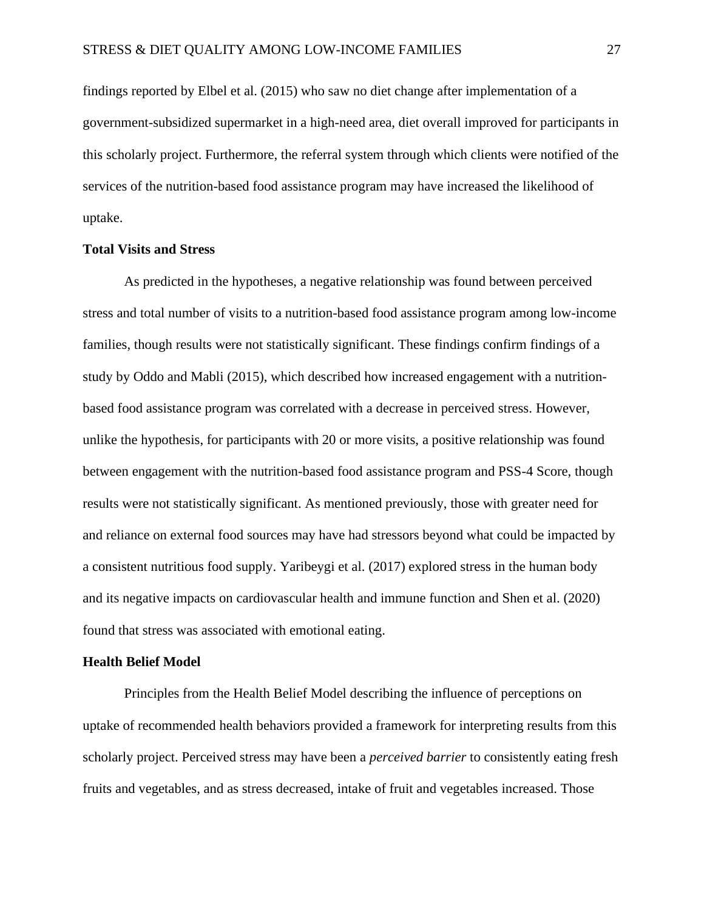findings reported by Elbel et al. (2015) who saw no diet change after implementation of a government-subsidized supermarket in a high-need area, diet overall improved for participants in this scholarly project. Furthermore, the referral system through which clients were notified of the services of the nutrition-based food assistance program may have increased the likelihood of uptake.

**Total Visits and Stress**

As predicted in the hypotheses, a negative relationship was found between perceived stress and total number of visits to a nutrition-based food assistance program among low-income families, though results were not statistically significant. These findings confirm findings of a study by Oddo and Mabli (2015), which described how increased engagement with a nutrition-based food assistance program was correlated with a decrease in perceived stress. However, unlike the hypothesis, for participants with 20 or more visits, a positive relationship was found between engagement with the nutrition-based food assistance program and PSS-4 Score, though results were not statistically significant. As mentioned previously, those with greater need for and reliance on external food sources may have had stressors beyond what could be impacted by a consistent nutritious food supply. Yaribeygi et al. (2017) explored stress in the human body and its negative impacts on cardiovascular health and immune function and Shen et al. (2020) found that stress was associated with emotional eating.

**Health Belief Model**

Principles from the Health Belief Model describing the influence of perceptions on uptake of recommended health behaviors provided a framework for interpreting results from this scholarly project. Perceived stress may have been a *perceived barrier* to consistently eating fresh fruits and vegetables, and as stress decreased, intake of fruit and vegetables increased. Those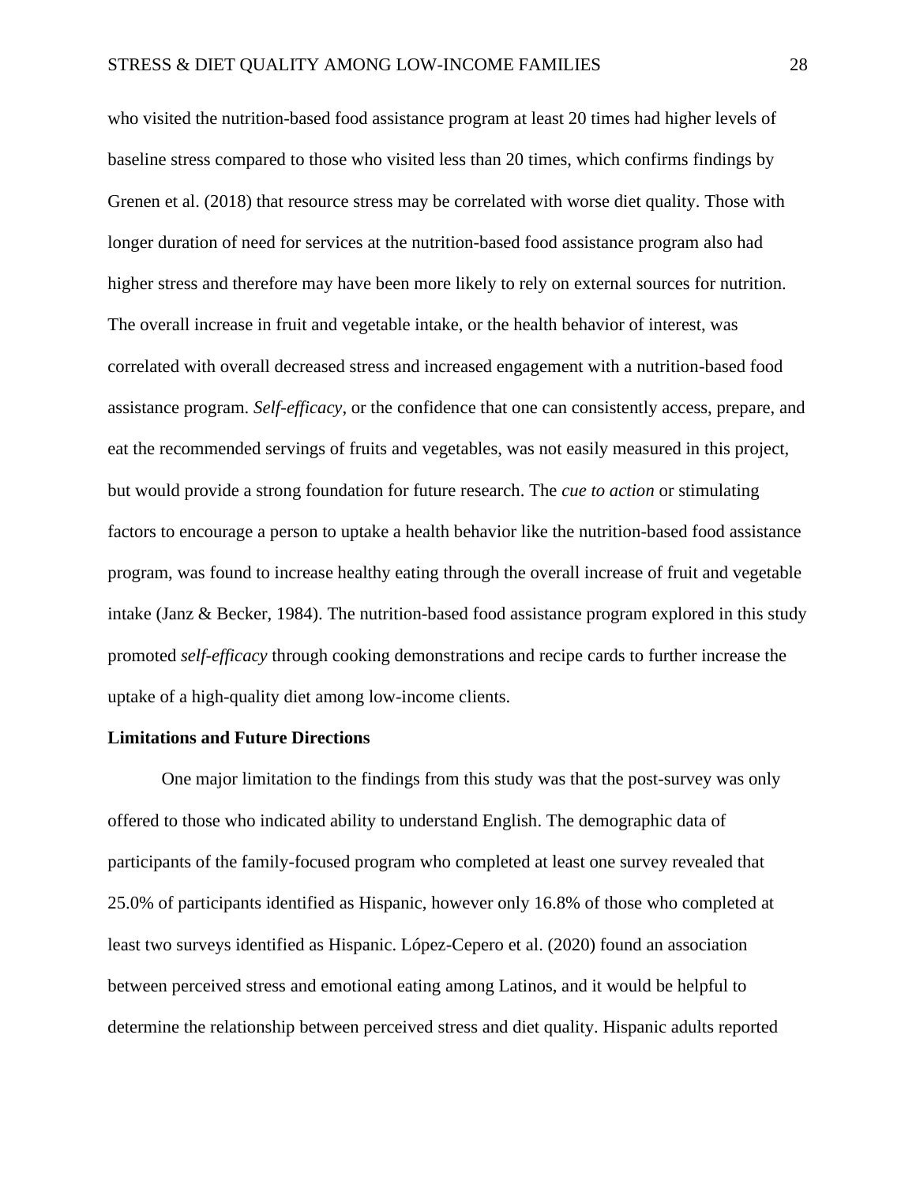who visited the nutrition-based food assistance program at least 20 times had higher levels of baseline stress compared to those who visited less than 20 times, which confirms findings by Grenen et al. (2018) that resource stress may be correlated with worse diet quality. Those with longer duration of need for services at the nutrition-based food assistance program also had higher stress and therefore may have been more likely to rely on external sources for nutrition. The overall increase in fruit and vegetable intake, or the health behavior of interest, was correlated with overall decreased stress and increased engagement with a nutrition-based food assistance program. *Self-efficacy*, or the confidence that one can consistently access, prepare, and eat the recommended servings of fruits and vegetables, was not easily measured in this project, but would provide a strong foundation for future research. The *cue to action* or stimulating factors to encourage a person to uptake a health behavior like the nutrition-based food assistance program, was found to increase healthy eating through the overall increase of fruit and vegetable intake (Janz & Becker, 1984). The nutrition-based food assistance program explored in this study promoted *self-efficacy* through cooking demonstrations and recipe cards to further increase the uptake of a high-quality diet among low-income clients.

**Limitations and Future Directions**

One major limitation to the findings from this study was that the post-survey was only offered to those who indicated ability to understand English. The demographic data of participants of the family-focused program who completed at least one survey revealed that 25.0% of participants identified as Hispanic, however only 16.8% of those who completed at least two surveys identified as Hispanic. López-Cepero et al. (2020) found an association between perceived stress and emotional eating among Latinos, and it would be helpful to determine the relationship between perceived stress and diet quality. Hispanic adults reported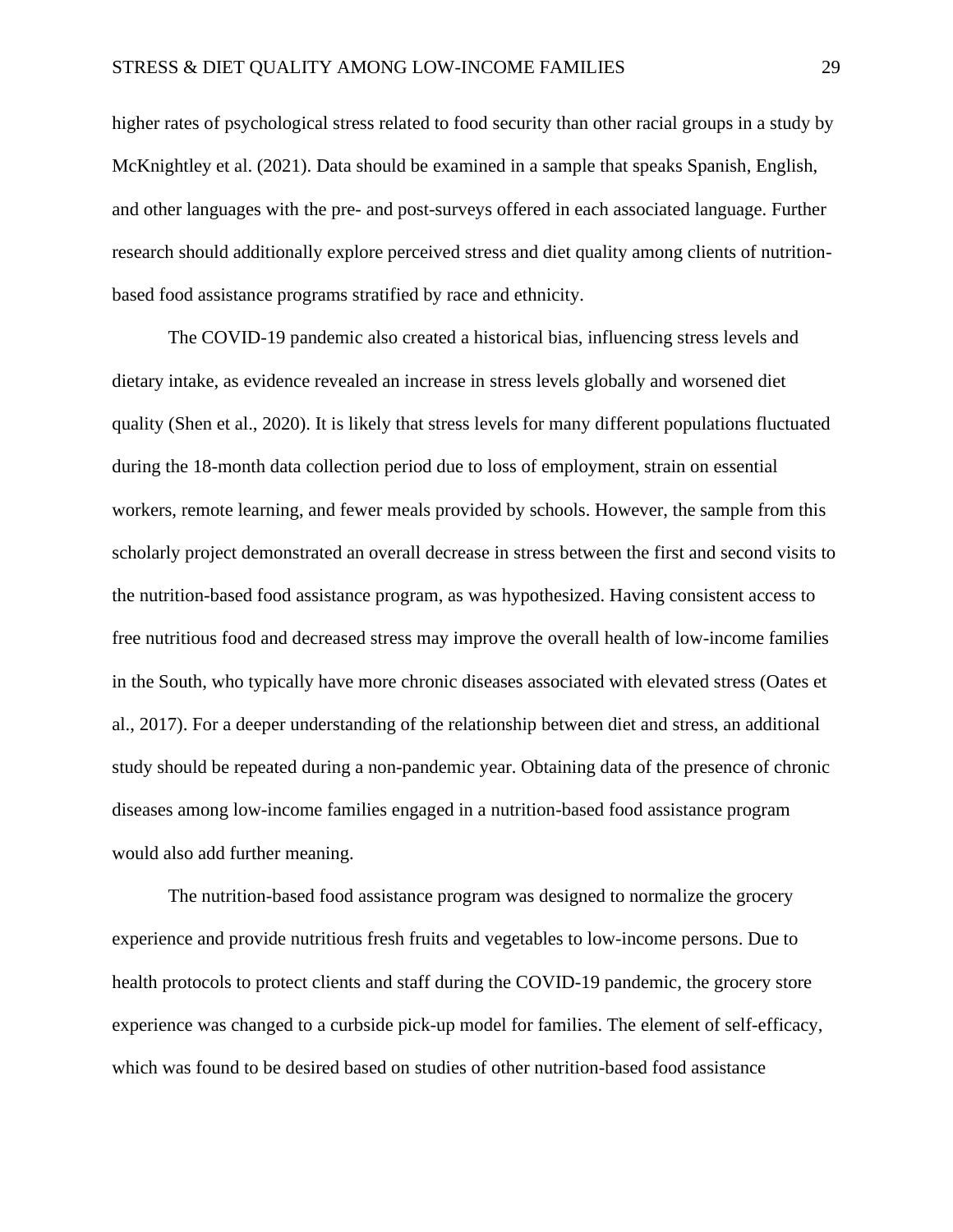higher rates of psychological stress related to food security than other racial groups in a study by McKnightley et al. (2021). Data should be examined in a sample that speaks Spanish, English, and other languages with the pre- and post-surveys offered in each associated language. Further research should additionally explore perceived stress and diet quality among clients of nutrition-based food assistance programs stratified by race and ethnicity.

The COVID-19 pandemic also created a historical bias, influencing stress levels and dietary intake, as evidence revealed an increase in stress levels globally and worsened diet quality (Shen et al., 2020). It is likely that stress levels for many different populations fluctuated during the 18-month data collection period due to loss of employment, strain on essential workers, remote learning, and fewer meals provided by schools. However, the sample from this scholarly project demonstrated an overall decrease in stress between the first and second visits to the nutrition-based food assistance program, as was hypothesized. Having consistent access to free nutritious food and decreased stress may improve the overall health of low-income families in the South, who typically have more chronic diseases associated with elevated stress (Oates et al., 2017). For a deeper understanding of the relationship between diet and stress, an additional study should be repeated during a non-pandemic year. Obtaining data of the presence of chronic diseases among low-income families engaged in a nutrition-based food assistance program would also add further meaning.

The nutrition-based food assistance program was designed to normalize the grocery experience and provide nutritious fresh fruits and vegetables to low-income persons. Due to health protocols to protect clients and staff during the COVID-19 pandemic, the grocery store experience was changed to a curbside pick-up model for families. The element of self-efficacy, which was found to be desired based on studies of other nutrition-based food assistance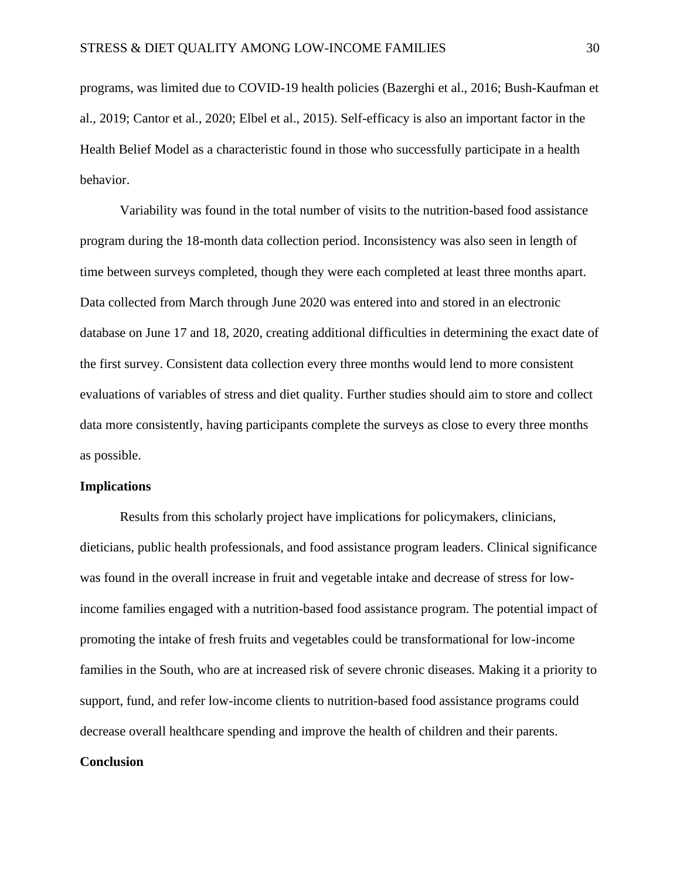programs, was limited due to COVID-19 health policies (Bazerghi et al., 2016; Bush-Kaufman et al., 2019; Cantor et al., 2020; Elbel et al., 2015). Self-efficacy is also an important factor in the Health Belief Model as a characteristic found in those who successfully participate in a health behavior.

Variability was found in the total number of visits to the nutrition-based food assistance program during the 18-month data collection period. Inconsistency was also seen in length of time between surveys completed, though they were each completed at least three months apart. Data collected from March through June 2020 was entered into and stored in an electronic database on June 17 and 18, 2020, creating additional difficulties in determining the exact date of the first survey. Consistent data collection every three months would lend to more consistent evaluations of variables of stress and diet quality. Further studies should aim to store and collect data more consistently, having participants complete the surveys as close to every three months as possible.

## Implications

Results from this scholarly project have implications for policymakers, clinicians, dieticians, public health professionals, and food assistance program leaders. Clinical significance was found in the overall increase in fruit and vegetable intake and decrease of stress for low-income families engaged with a nutrition-based food assistance program. The potential impact of promoting the intake of fresh fruits and vegetables could be transformational for low-income families in the South, who are at increased risk of severe chronic diseases. Making it a priority to support, fund, and refer low-income clients to nutrition-based food assistance programs could decrease overall healthcare spending and improve the health of children and their parents.

## Conclusion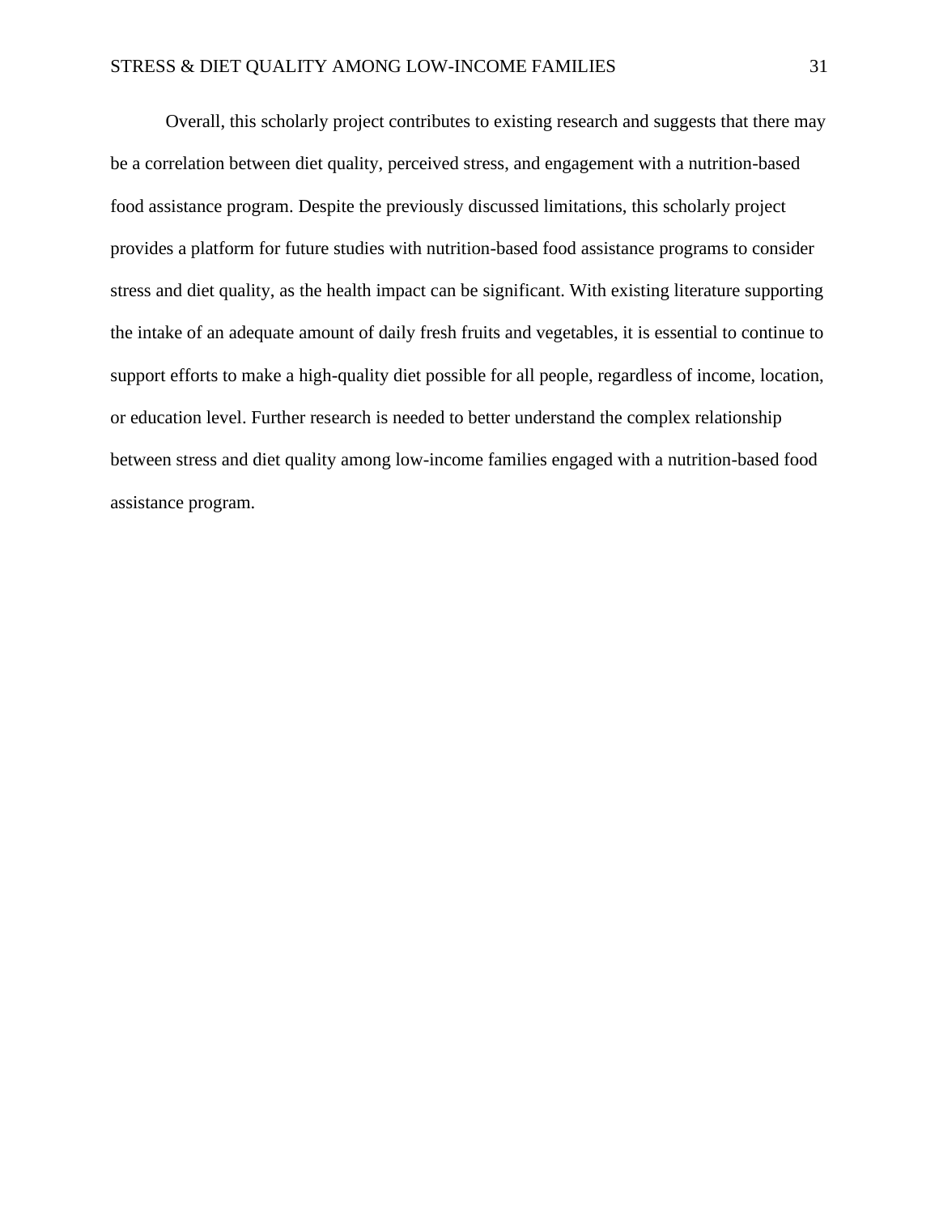Overall, this scholarly project contributes to existing research and suggests that there may be a correlation between diet quality, perceived stress, and engagement with a nutrition-based food assistance program. Despite the previously discussed limitations, this scholarly project provides a platform for future studies with nutrition-based food assistance programs to consider stress and diet quality, as the health impact can be significant. With existing literature supporting the intake of an adequate amount of daily fresh fruits and vegetables, it is essential to continue to support efforts to make a high-quality diet possible for all people, regardless of income, location, or education level. Further research is needed to better understand the complex relationship between stress and diet quality among low-income families engaged with a nutrition-based food assistance program.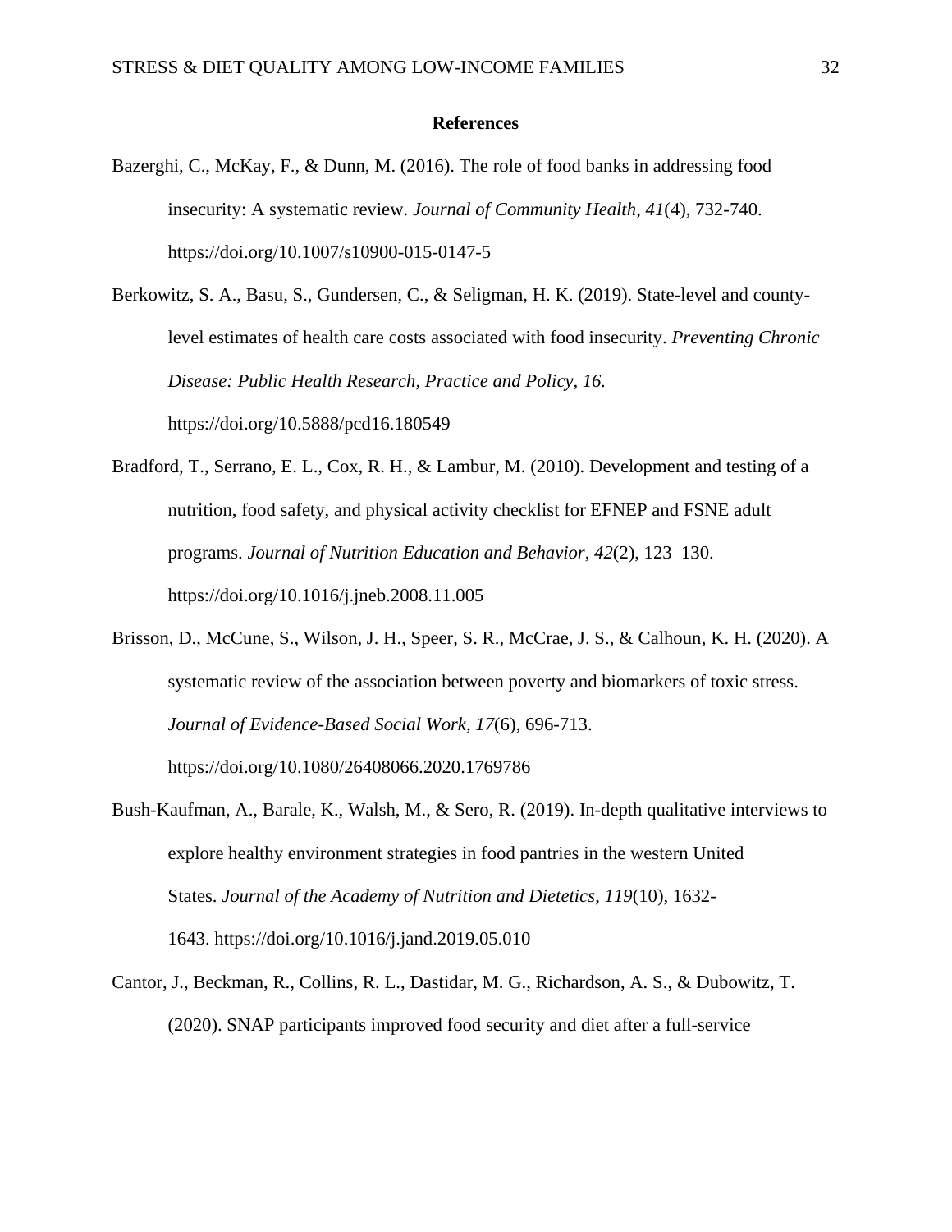# References

Bazerghi, C., McKay, F., & Dunn, M. (2016). The role of food banks in addressing food insecurity: A systematic review. *Journal of Community Health*, *41*(4), 732-740. https://doi.org/10.1007/s10900-015-0147-5

Berkowitz, S. A., Basu, S., Gundersen, C., & Seligman, H. K. (2019). State-level and county-level estimates of health care costs associated with food insecurity. *Preventing Chronic Disease: Public Health Research, Practice and Policy, 16.* https://doi.org/10.5888/pcd16.180549

Bradford, T., Serrano, E. L., Cox, R. H., & Lambur, M. (2010). Development and testing of a nutrition, food safety, and physical activity checklist for EFNEP and FSNE adult programs. *Journal of Nutrition Education and Behavior*, *42*(2), 123–130. https://doi.org/10.1016/j.jneb.2008.11.005

Brisson, D., McCune, S., Wilson, J. H., Speer, S. R., McCrae, J. S., & Calhoun, K. H. (2020). A systematic review of the association between poverty and biomarkers of toxic stress. *Journal of Evidence-Based Social Work*, *17*(6), 696-713. https://doi.org/10.1080/26408066.2020.1769786

Bush-Kaufman, A., Barale, K., Walsh, M., & Sero, R. (2019). In-depth qualitative interviews to explore healthy environment strategies in food pantries in the western United States. *Journal of the Academy of Nutrition and Dietetics*, *119*(10), 1632-1643. https://doi.org/10.1016/j.jand.2019.05.010

Cantor, J., Beckman, R., Collins, R. L., Dastidar, M. G., Richardson, A. S., & Dubowitz, T. (2020). SNAP participants improved food security and diet after a full-service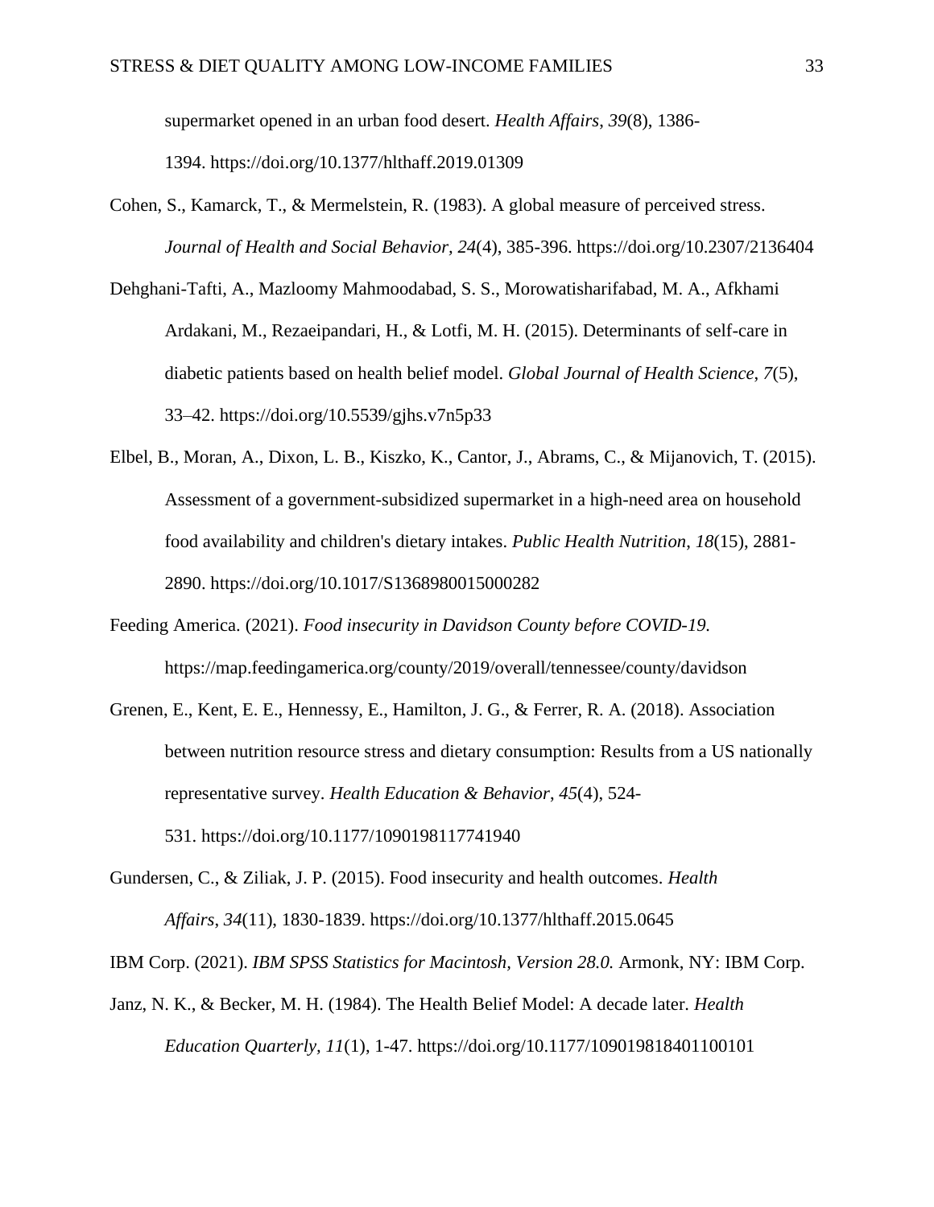supermarket opened in an urban food desert. *Health Affairs*, *39*(8), 1386-1394. https://doi.org/10.1377/hlthaff.2019.01309

Cohen, S., Kamarck, T., & Mermelstein, R. (1983). A global measure of perceived stress. *Journal of Health and Social Behavior, 24*(4), 385-396. https://doi.org/10.2307/2136404

Dehghani-Tafti, A., Mazloomy Mahmoodabad, S. S., Morowatisharifabad, M. A., Afkhami Ardakani, M., Rezaeipandari, H., & Lotfi, M. H. (2015). Determinants of self-care in diabetic patients based on health belief model. *Global Journal of Health Science*, *7*(5), 33–42. https://doi.org/10.5539/gjhs.v7n5p33

Elbel, B., Moran, A., Dixon, L. B., Kiszko, K., Cantor, J., Abrams, C., & Mijanovich, T. (2015). Assessment of a government-subsidized supermarket in a high-need area on household food availability and children's dietary intakes. *Public Health Nutrition*, *18*(15), 2881-2890. https://doi.org/10.1017/S1368980015000282

Feeding America. (2021). *Food insecurity in Davidson County before COVID-19.* https://map.feedingamerica.org/county/2019/overall/tennessee/county/davidson

Grenen, E., Kent, E. E., Hennessy, E., Hamilton, J. G., & Ferrer, R. A. (2018). Association between nutrition resource stress and dietary consumption: Results from a US nationally representative survey. *Health Education & Behavior*, *45*(4), 524-531. https://doi.org/10.1177/1090198117741940

Gundersen, C., & Ziliak, J. P. (2015). Food insecurity and health outcomes. *Health Affairs*, *34*(11), 1830-1839. https://doi.org/10.1377/hlthaff.2015.0645

IBM Corp. (2021). *IBM SPSS Statistics for Macintosh, Version 28.0.* Armonk, NY: IBM Corp.

Janz, N. K., & Becker, M. H. (1984). The Health Belief Model: A decade later. *Health Education Quarterly, 11*(1), 1-47. https://doi.org/10.1177/109019818401100101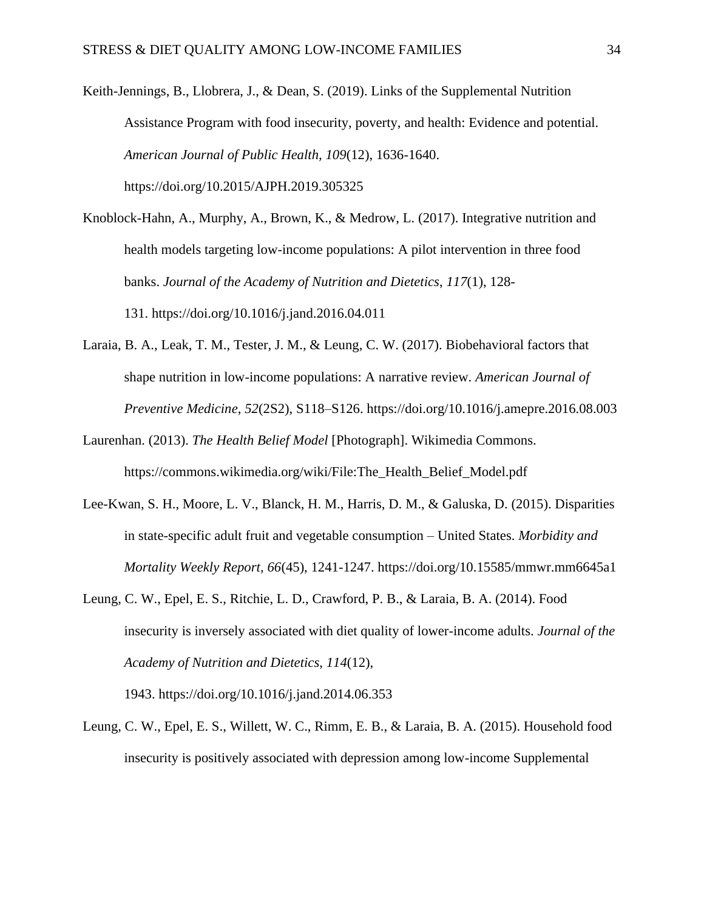Keith-Jennings, B., Llobrera, J., & Dean, S. (2019). Links of the Supplemental Nutrition Assistance Program with food insecurity, poverty, and health: Evidence and potential. *American Journal of Public Health, 109*(12), 1636-1640. https://doi.org/10.2015/AJPH.2019.305325

Knoblock-Hahn, A., Murphy, A., Brown, K., & Medrow, L. (2017). Integrative nutrition and health models targeting low-income populations: A pilot intervention in three food banks. *Journal of the Academy of Nutrition and Dietetics*, *117*(1), 128-131. https://doi.org/10.1016/j.jand.2016.04.011

Laraia, B. A., Leak, T. M., Tester, J. M., & Leung, C. W. (2017). Biobehavioral factors that shape nutrition in low-income populations: A narrative review. *American Journal of Preventive Medicine*, *52*(2S2), S118–S126. https://doi.org/10.1016/j.amepre.2016.08.003

Laurenhan. (2013). *The Health Belief Model* [Photograph]. Wikimedia Commons. https://commons.wikimedia.org/wiki/File:The_Health_Belief_Model.pdf

Lee-Kwan, S. H., Moore, L. V., Blanck, H. M., Harris, D. M., & Galuska, D. (2015). Disparities in state-specific adult fruit and vegetable consumption – United States. *Morbidity and Mortality Weekly Report, 66*(45), 1241-1247. https://doi.org/10.15585/mmwr.mm6645a1

Leung, C. W., Epel, E. S., Ritchie, L. D., Crawford, P. B., & Laraia, B. A. (2014). Food insecurity is inversely associated with diet quality of lower-income adults. *Journal of the Academy of Nutrition and Dietetics*, *114*(12), 1943. https://doi.org/10.1016/j.jand.2014.06.353

Leung, C. W., Epel, E. S., Willett, W. C., Rimm, E. B., & Laraia, B. A. (2015). Household food insecurity is positively associated with depression among low-income Supplemental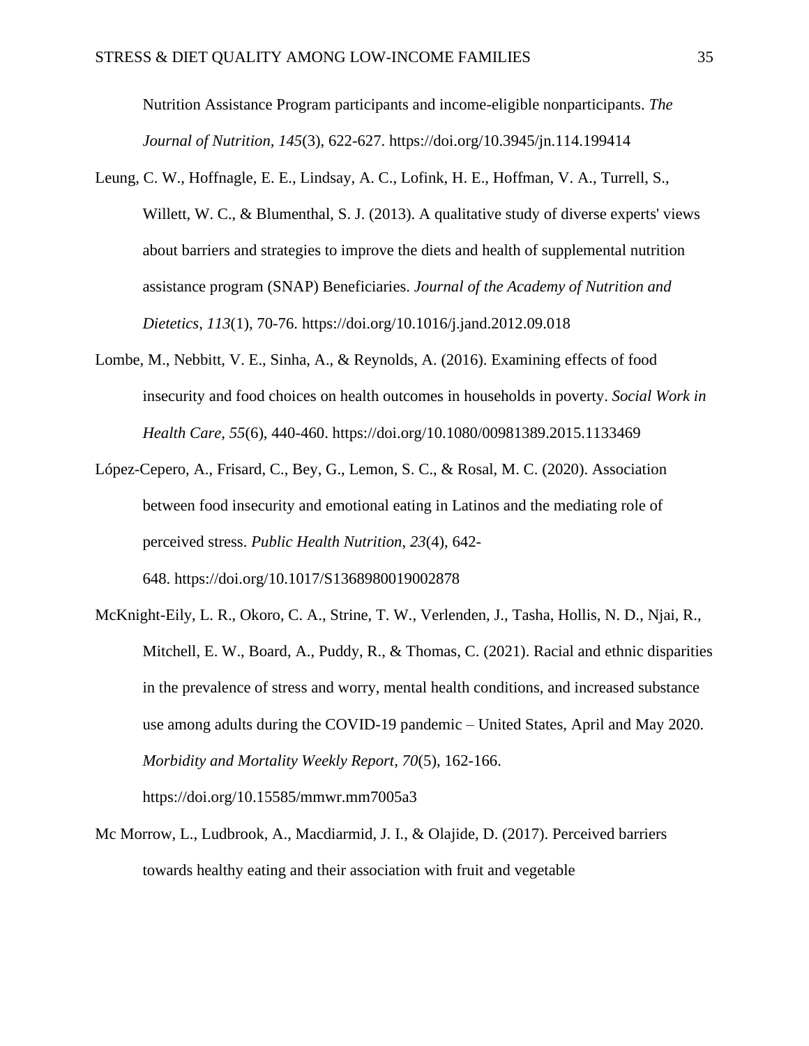Nutrition Assistance Program participants and income-eligible nonparticipants. *The Journal of Nutrition*, *145*(3), 622-627. https://doi.org/10.3945/jn.114.199414

Leung, C. W., Hoffnagle, E. E., Lindsay, A. C., Lofink, H. E., Hoffman, V. A., Turrell, S., Willett, W. C., & Blumenthal, S. J. (2013). A qualitative study of diverse experts' views about barriers and strategies to improve the diets and health of supplemental nutrition assistance program (SNAP) Beneficiaries. *Journal of the Academy of Nutrition and Dietetics*, *113*(1), 70-76. https://doi.org/10.1016/j.jand.2012.09.018

Lombe, M., Nebbitt, V. E., Sinha, A., & Reynolds, A. (2016). Examining effects of food insecurity and food choices on health outcomes in households in poverty. *Social Work in Health Care*, *55*(6), 440-460. https://doi.org/10.1080/00981389.2015.1133469

López-Cepero, A., Frisard, C., Bey, G., Lemon, S. C., & Rosal, M. C. (2020). Association between food insecurity and emotional eating in Latinos and the mediating role of perceived stress. *Public Health Nutrition*, *23*(4), 642-648. https://doi.org/10.1017/S1368980019002878

McKnight-Eily, L. R., Okoro, C. A., Strine, T. W., Verlenden, J., Tasha, Hollis, N. D., Njai, R., Mitchell, E. W., Board, A., Puddy, R., & Thomas, C. (2021). Racial and ethnic disparities in the prevalence of stress and worry, mental health conditions, and increased substance use among adults during the COVID-19 pandemic – United States, April and May 2020. *Morbidity and Mortality Weekly Report*, *70*(5), 162-166. https://doi.org/10.15585/mmwr.mm7005a3

Mc Morrow, L., Ludbrook, A., Macdiarmid, J. I., & Olajide, D. (2017). Perceived barriers towards healthy eating and their association with fruit and vegetable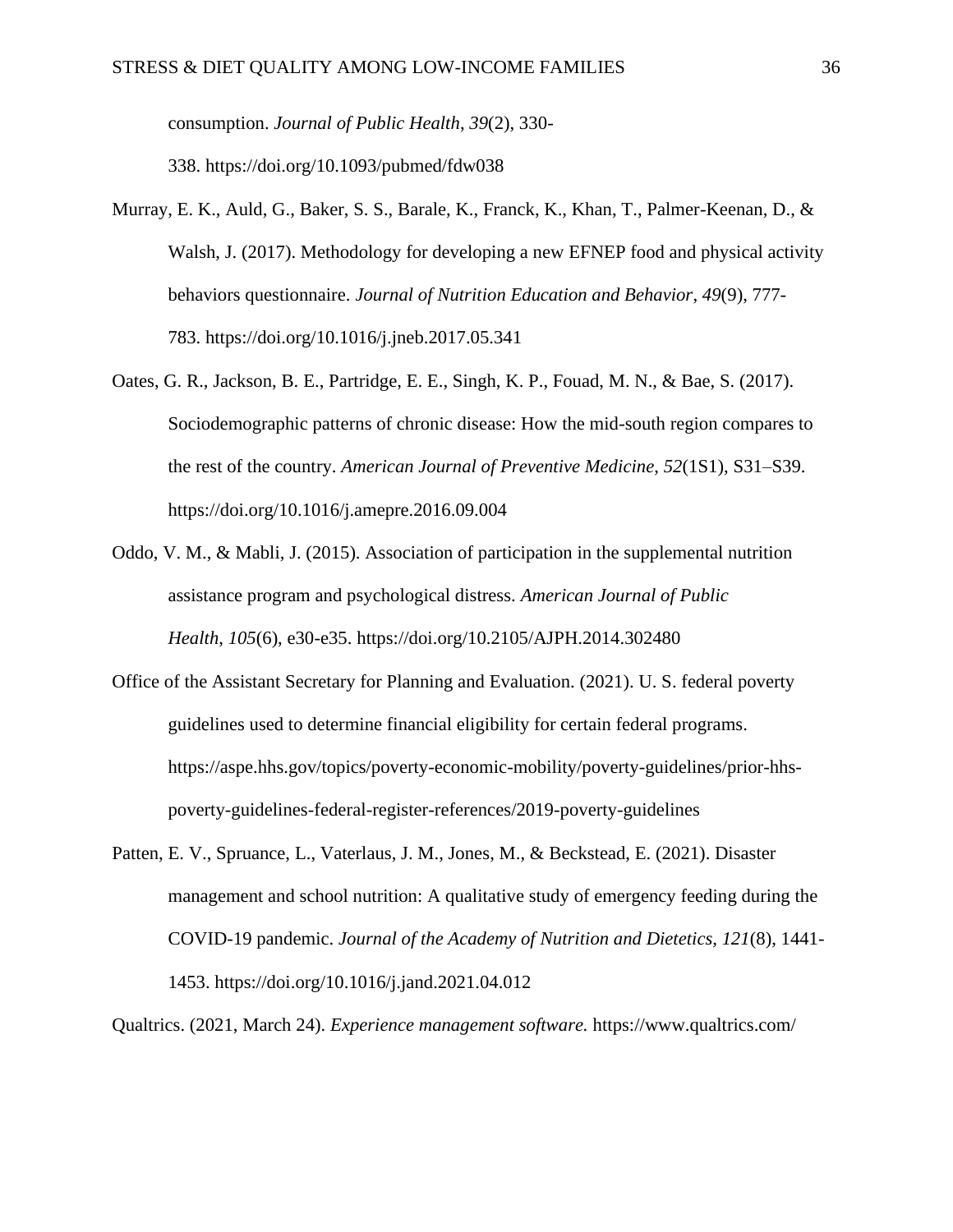consumption. *Journal of Public Health*, *39*(2), 330-338. https://doi.org/10.1093/pubmed/fdw038

Murray, E. K., Auld, G., Baker, S. S., Barale, K., Franck, K., Khan, T., Palmer-Keenan, D., & Walsh, J. (2017). Methodology for developing a new EFNEP food and physical activity behaviors questionnaire. *Journal of Nutrition Education and Behavior*, *49*(9), 777-783. https://doi.org/10.1016/j.jneb.2017.05.341

Oates, G. R., Jackson, B. E., Partridge, E. E., Singh, K. P., Fouad, M. N., & Bae, S. (2017). Sociodemographic patterns of chronic disease: How the mid-south region compares to the rest of the country. *American Journal of Preventive Medicine*, *52*(1S1), S31–S39. https://doi.org/10.1016/j.amepre.2016.09.004

Oddo, V. M., & Mabli, J. (2015). Association of participation in the supplemental nutrition assistance program and psychological distress. *American Journal of Public Health*, *105*(6), e30-e35. https://doi.org/10.2105/AJPH.2014.302480

Office of the Assistant Secretary for Planning and Evaluation. (2021). U. S. federal poverty guidelines used to determine financial eligibility for certain federal programs. https://aspe.hhs.gov/topics/poverty-economic-mobility/poverty-guidelines/prior-hhs-poverty-guidelines-federal-register-references/2019-poverty-guidelines

Patten, E. V., Spruance, L., Vaterlaus, J. M., Jones, M., & Beckstead, E. (2021). Disaster management and school nutrition: A qualitative study of emergency feeding during the COVID-19 pandemic. *Journal of the Academy of Nutrition and Dietetics*, *121*(8), 1441-1453. https://doi.org/10.1016/j.jand.2021.04.012

Qualtrics. (2021, March 24). *Experience management software.* https://www.qualtrics.com/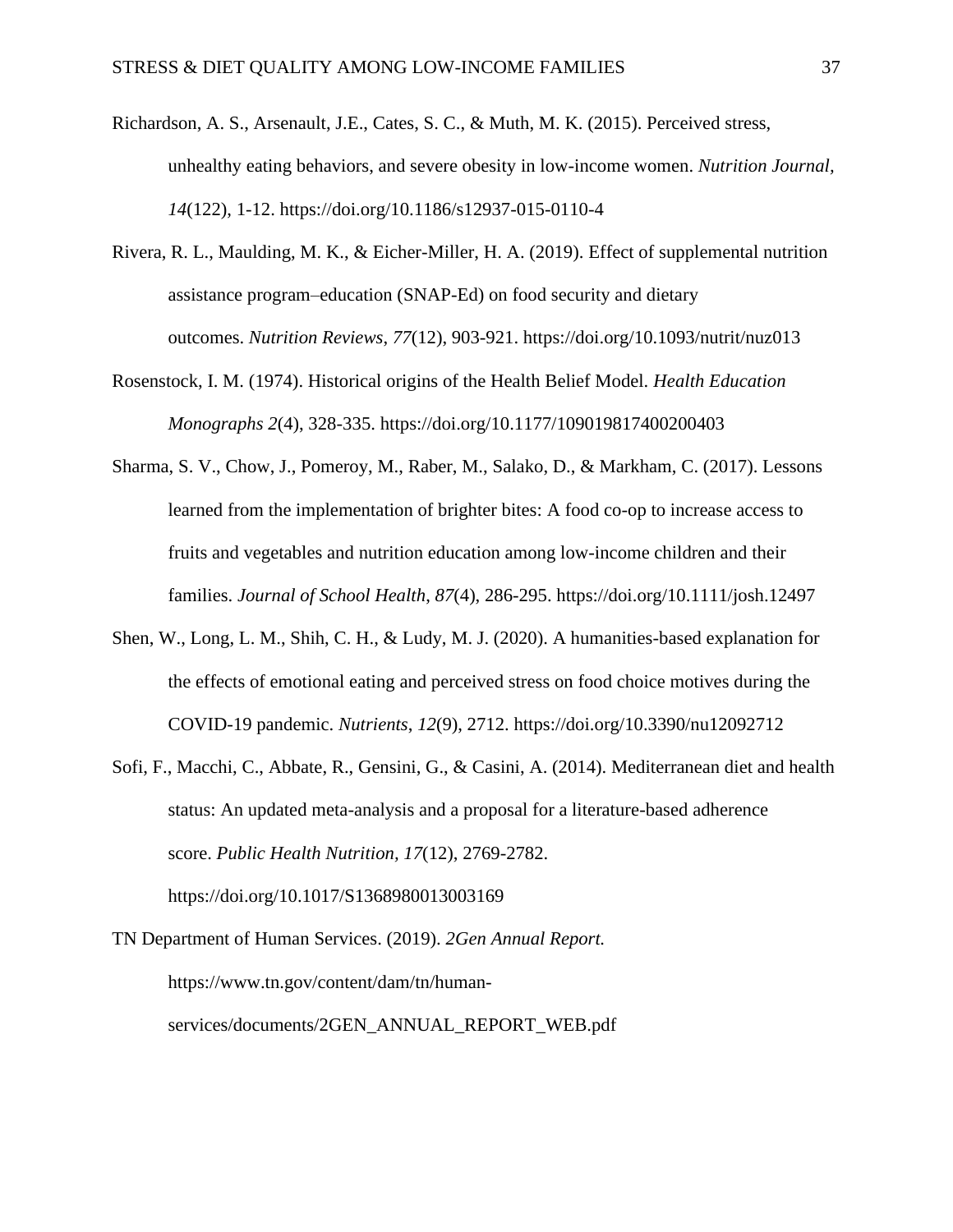Richardson, A. S., Arsenault, J.E., Cates, S. C., & Muth, M. K. (2015). Perceived stress, unhealthy eating behaviors, and severe obesity in low-income women. *Nutrition Journal*, *14*(122), 1-12. https://doi.org/10.1186/s12937-015-0110-4

Rivera, R. L., Maulding, M. K., & Eicher-Miller, H. A. (2019). Effect of supplemental nutrition assistance program–education (SNAP-Ed) on food security and dietary outcomes. *Nutrition Reviews*, *77*(12), 903-921. https://doi.org/10.1093/nutrit/nuz013

Rosenstock, I. M. (1974). Historical origins of the Health Belief Model. *Health Education Monographs 2*(4), 328-335. https://doi.org/10.1177/109019817400200403

Sharma, S. V., Chow, J., Pomeroy, M., Raber, M., Salako, D., & Markham, C. (2017). Lessons learned from the implementation of brighter bites: A food co-op to increase access to fruits and vegetables and nutrition education among low-income children and their families. *Journal of School Health*, *87*(4), 286-295. https://doi.org/10.1111/josh.12497

Shen, W., Long, L. M., Shih, C. H., & Ludy, M. J. (2020). A humanities-based explanation for the effects of emotional eating and perceived stress on food choice motives during the COVID-19 pandemic. *Nutrients*, *12*(9), 2712. https://doi.org/10.3390/nu12092712

Sofi, F., Macchi, C., Abbate, R., Gensini, G., & Casini, A. (2014). Mediterranean diet and health status: An updated meta-analysis and a proposal for a literature-based adherence score. *Public Health Nutrition, 17*(12), 2769-2782. https://doi.org/10.1017/S1368980013003169

TN Department of Human Services. (2019). *2Gen Annual Report.* https://www.tn.gov/content/dam/tn/human-services/documents/2GEN_ANNUAL_REPORT_WEB.pdf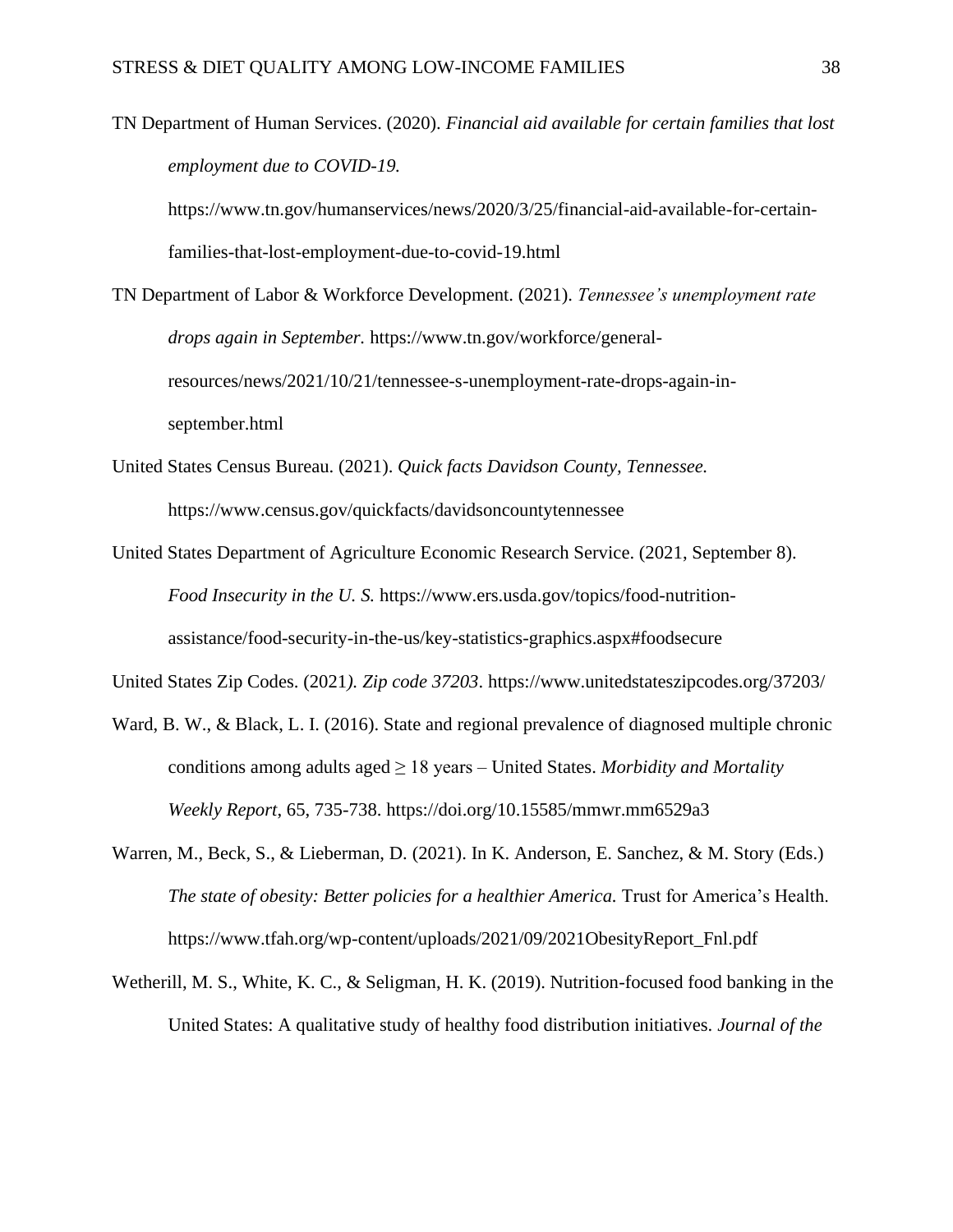TN Department of Human Services. (2020). *Financial aid available for certain families that lost employment due to COVID-19.* https://www.tn.gov/humanservices/news/2020/3/25/financial-aid-available-for-certain-families-that-lost-employment-due-to-covid-19.html

TN Department of Labor & Workforce Development. (2021). *Tennessee's unemployment rate drops again in September.* https://www.tn.gov/workforce/general-resources/news/2021/10/21/tennessee-s-unemployment-rate-drops-again-in-september.html

United States Census Bureau. (2021). *Quick facts Davidson County, Tennessee.* https://www.census.gov/quickfacts/davidsoncountytennessee

United States Department of Agriculture Economic Research Service. (2021, September 8). *Food Insecurity in the U. S.* https://www.ers.usda.gov/topics/food-nutrition-assistance/food-security-in-the-us/key-statistics-graphics.aspx#foodsecure

United States Zip Codes. (2021*). Zip code 37203*. https://www.unitedstateszipcodes.org/37203/

Ward, B. W., & Black, L. I. (2016). State and regional prevalence of diagnosed multiple chronic conditions among adults aged ≥ 18 years – United States. *Morbidity and Mortality Weekly Report*, 65, 735-738. https://doi.org/10.15585/mmwr.mm6529a3

Warren, M., Beck, S., & Lieberman, D. (2021). In K. Anderson, E. Sanchez, & M. Story (Eds.) *The state of obesity: Better policies for a healthier America.* Trust for America's Health. https://www.tfah.org/wp-content/uploads/2021/09/2021ObesityReport_Fnl.pdf

Wetherill, M. S., White, K. C., & Seligman, H. K. (2019). Nutrition-focused food banking in the United States: A qualitative study of healthy food distribution initiatives. *Journal of the*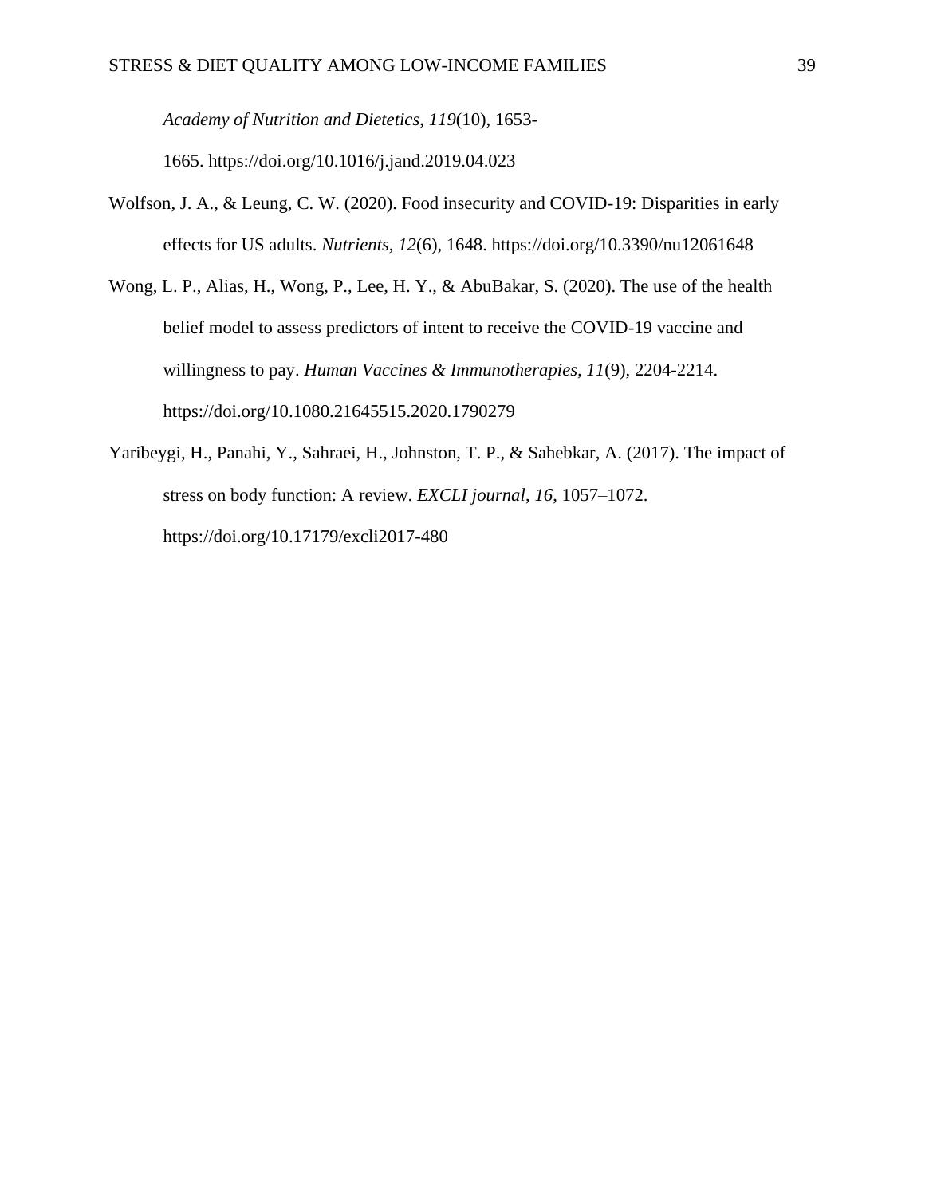*Academy of Nutrition and Dietetics*, *119*(10), 1653-1665. https://doi.org/10.1016/j.jand.2019.04.023

Wolfson, J. A., & Leung, C. W. (2020). Food insecurity and COVID-19: Disparities in early effects for US adults. *Nutrients, 12*(6), 1648. https://doi.org/10.3390/nu12061648

Wong, L. P., Alias, H., Wong, P., Lee, H. Y., & AbuBakar, S. (2020). The use of the health belief model to assess predictors of intent to receive the COVID-19 vaccine and willingness to pay. *Human Vaccines & Immunotherapies, 11*(9), 2204-2214. https://doi.org/10.1080.21645515.2020.1790279

Yaribeygi, H., Panahi, Y., Sahraei, H., Johnston, T. P., & Sahebkar, A. (2017). The impact of stress on body function: A review. *EXCLI journal*, *16*, 1057–1072. https://doi.org/10.17179/excli2017-480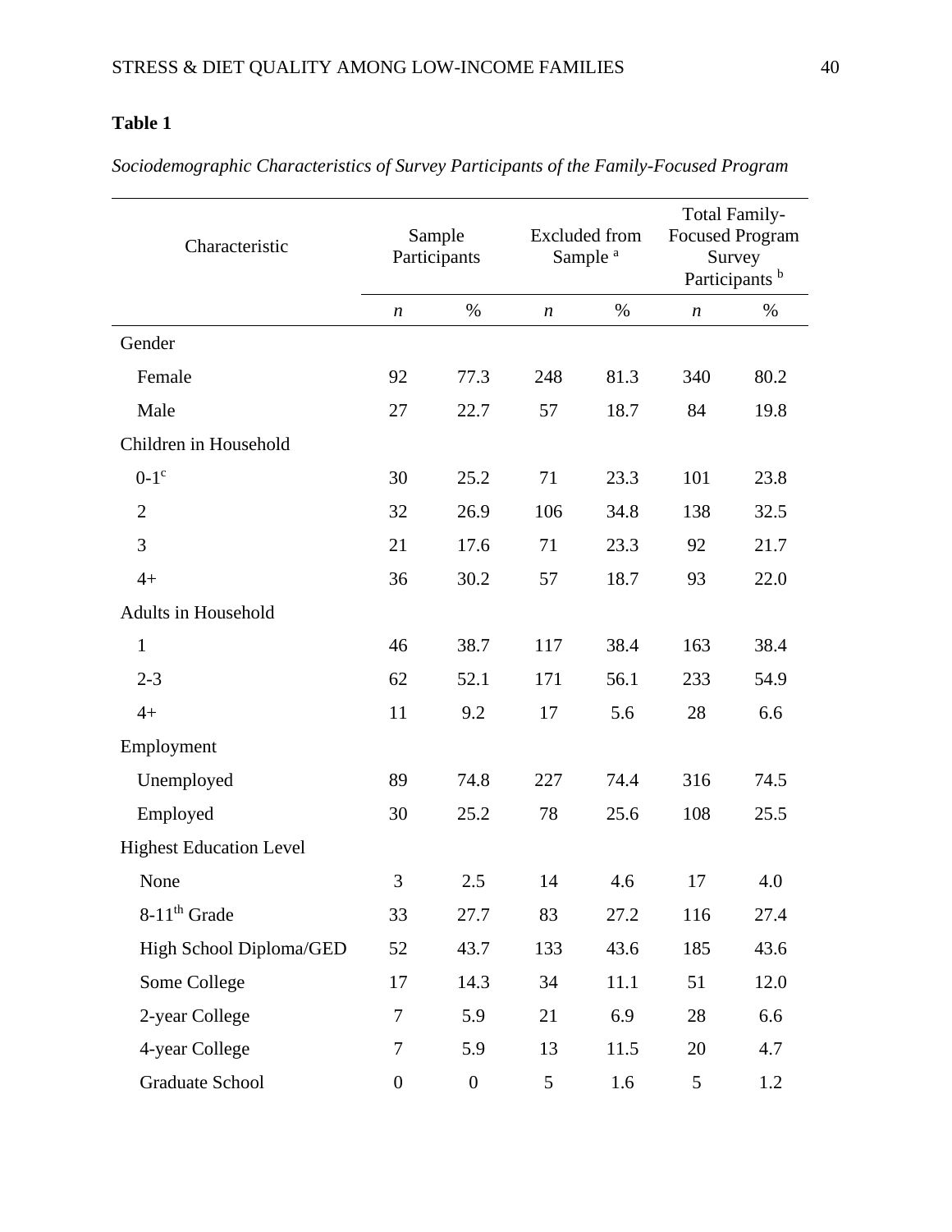**Table 1**

*Sociodemographic Characteristics of Survey Participants of the Family-Focused Program*

| Characteristic | Sample Participants | | Excluded from Sample [a] | | Total Family-Focused Program Survey Participants [b] | |
|---|---|---|---|---|---|---|
| | *n* | % | *n* | % | *n* | % |
| Gender | | | | | | |
| Female | 92 | 77.3 | 248 | 81.3 | 340 | 80.2 |
| Male | 27 | 22.7 | 57 | 18.7 | 84 | 19.8 |
| Children in Household | | | | | | |
| 0-1[c] | 30 | 25.2 | 71 | 23.3 | 101 | 23.8 |
| 2 | 32 | 26.9 | 106 | 34.8 | 138 | 32.5 |
| 3 | 21 | 17.6 | 71 | 23.3 | 92 | 21.7 |
| 4+ | 36 | 30.2 | 57 | 18.7 | 93 | 22.0 |
| Adults in Household | | | | | | |
| 1 | 46 | 38.7 | 117 | 38.4 | 163 | 38.4 |
| 2-3 | 62 | 52.1 | 171 | 56.1 | 233 | 54.9 |
| 4+ | 11 | 9.2 | 17 | 5.6 | 28 | 6.6 |
| Employment | | | | | | |
| Unemployed | 89 | 74.8 | 227 | 74.4 | 316 | 74.5 |
| Employed | 30 | 25.2 | 78 | 25.6 | 108 | 25.5 |
| Highest Education Level | | | | | | |
| None | 3 | 2.5 | 14 | 4.6 | 17 | 4.0 |
| 8-11th Grade | 33 | 27.7 | 83 | 27.2 | 116 | 27.4 |
| High School Diploma/GED | 52 | 43.7 | 133 | 43.6 | 185 | 43.6 |
| Some College | 17 | 14.3 | 34 | 11.1 | 51 | 12.0 |
| 2-year College | 7 | 5.9 | 21 | 6.9 | 28 | 6.6 |
| 4-year College | 7 | 5.9 | 13 | 11.5 | 20 | 4.7 |
| Graduate School | 0 | 0 | 5 | 1.6 | 5 | 1.2 |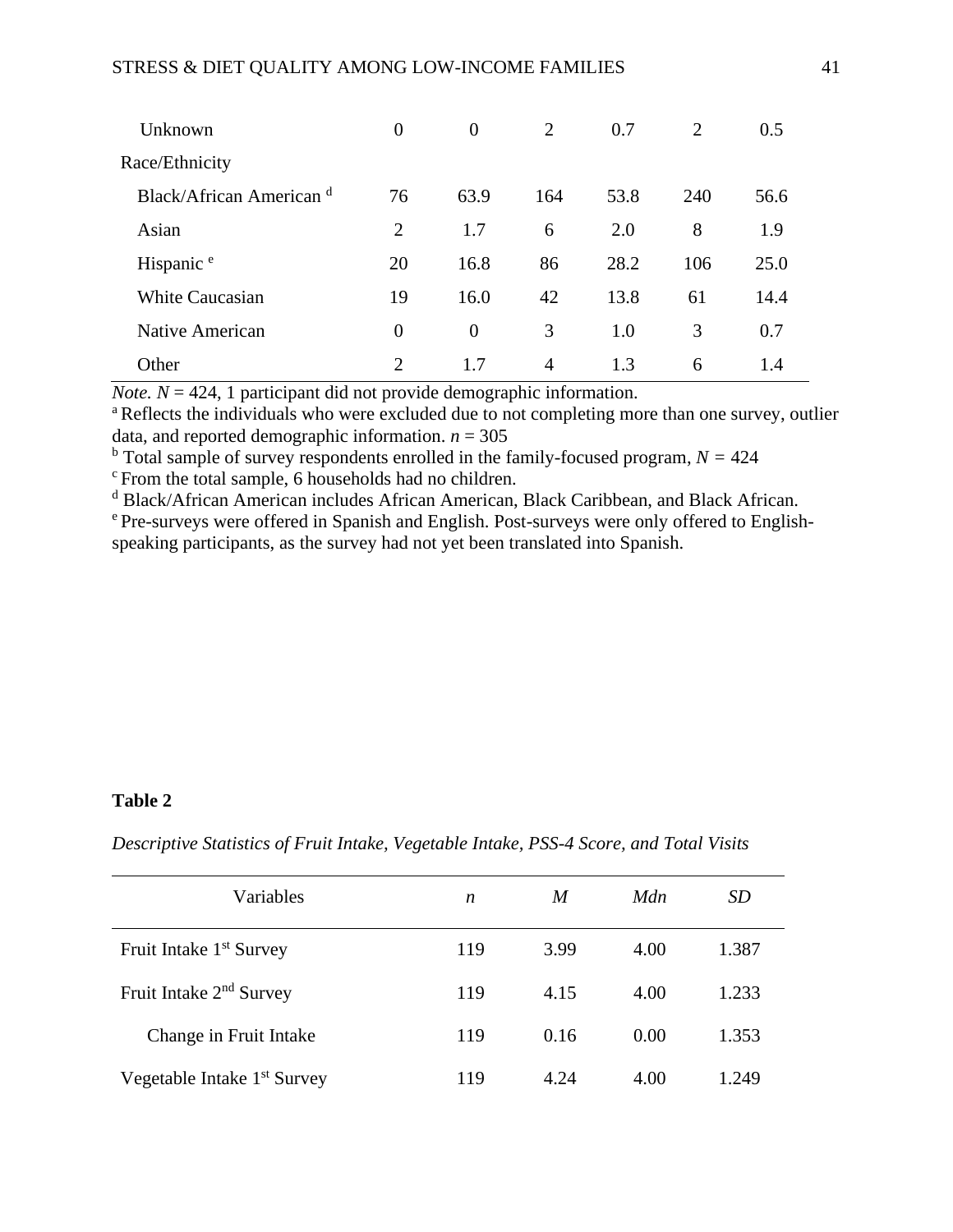| | | | | | | |
|---|---|---|---|---|---|---|
| Unknown | 0 | 0 | 2 | 0.7 | 2 | 0.5 |
| Race/Ethnicity | | | | | | |
| Black/African American [d] | 76 | 63.9 | 164 | 53.8 | 240 | 56.6 |
| Asian | 2 | 1.7 | 6 | 2.0 | 8 | 1.9 |
| Hispanic [e] | 20 | 16.8 | 86 | 28.2 | 106 | 25.0 |
| White Caucasian | 19 | 16.0 | 42 | 13.8 | 61 | 14.4 |
| Native American | 0 | 0 | 3 | 1.0 | 3 | 0.7 |
| Other | 2 | 1.7 | 4 | 1.3 | 6 | 1.4 |

*Note.* $N$ = 424, 1 participant did not provide demographic information.
[a] Reflects the individuals who were excluded due to not completing more than one survey, outlier data, and reported demographic information. $n$ = 305
[b] Total sample of survey respondents enrolled in the family-focused program, $N$ = 424
[c] From the total sample, 6 households had no children.
[d] Black/African American includes African American, Black Caribbean, and Black African.
[e] Pre-surveys were offered in Spanish and English. Post-surveys were only offered to English-speaking participants, as the survey had not yet been translated into Spanish.

**Table 2**

*Descriptive Statistics of Fruit Intake, Vegetable Intake, PSS-4 Score, and Total Visits*

| Variables | *n* | *M* | *Mdn* | *SD* |
|---|---|---|---|---|
| Fruit Intake 1st Survey | 119 | 3.99 | 4.00 | 1.387 |
| Fruit Intake 2nd Survey | 119 | 4.15 | 4.00 | 1.233 |
| Change in Fruit Intake | 119 | 0.16 | 0.00 | 1.353 |
| Vegetable Intake 1st Survey | 119 | 4.24 | 4.00 | 1.249 |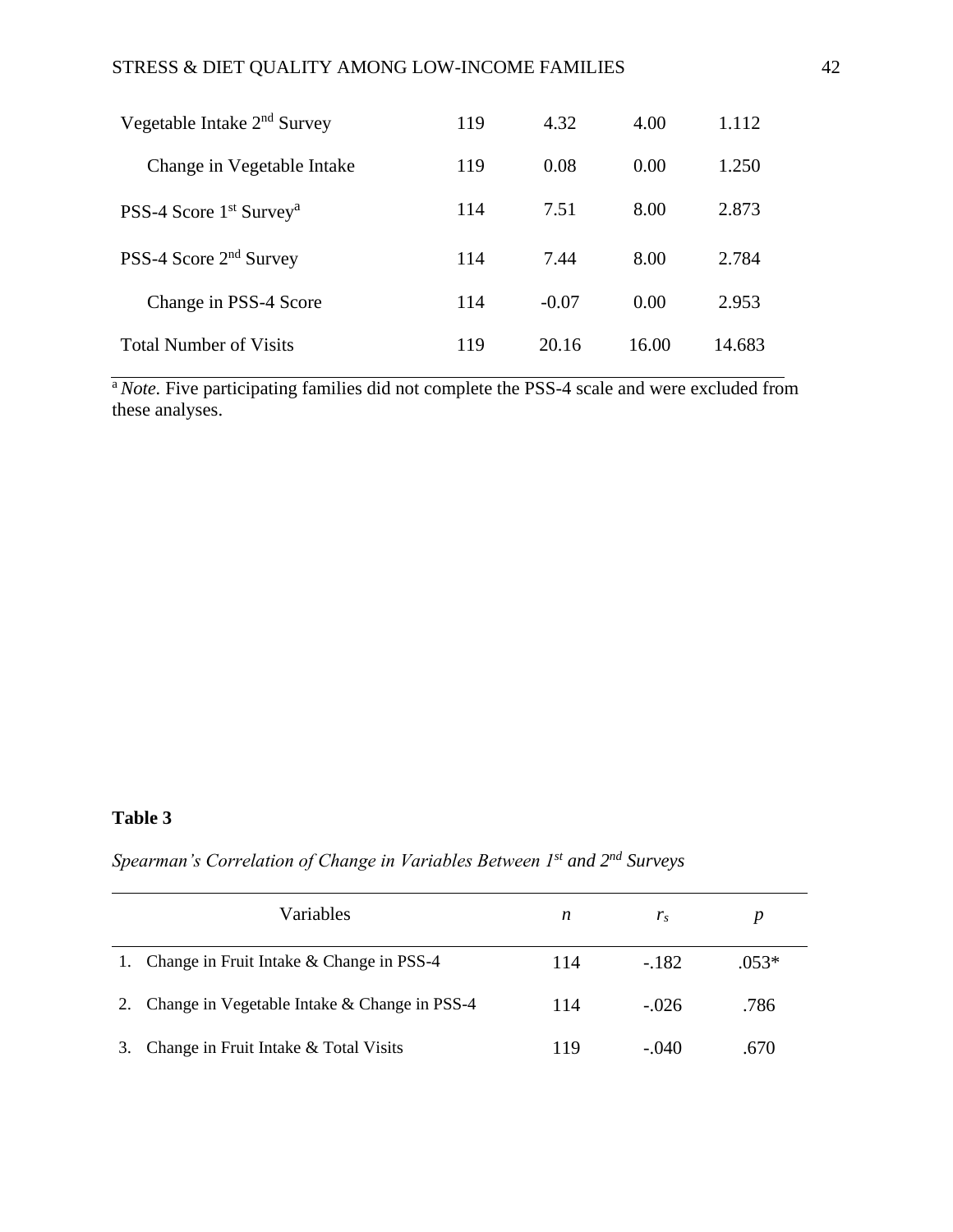| | | | | |
|---|---|---|---|---|
| Vegetable Intake 2nd Survey | 119 | 4.32 | 4.00 | 1.112 |
| Change in Vegetable Intake | 119 | 0.08 | 0.00 | 1.250 |
| PSS-4 Score 1st Survey[a] | 114 | 7.51 | 8.00 | 2.873 |
| PSS-4 Score 2nd Survey | 114 | 7.44 | 8.00 | 2.784 |
| Change in PSS-4 Score | 114 | -0.07 | 0.00 | 2.953 |
| Total Number of Visits | 119 | 20.16 | 16.00 | 14.683 |

[a] *Note.* Five participating families did not complete the PSS-4 scale and were excluded from these analyses.

**Table 3**

*Spearman's Correlation of Change in Variables Between 1st and 2nd Surveys*

| Variables | *n* | $r_s$ | *p* |
|---|---|---|---|
| 1. Change in Fruit Intake & Change in PSS-4 | 114 | -.182 | .053* |
| 2. Change in Vegetable Intake & Change in PSS-4 | 114 | -.026 | .786 |
| 3. Change in Fruit Intake & Total Visits | 119 | -.040 | .670 |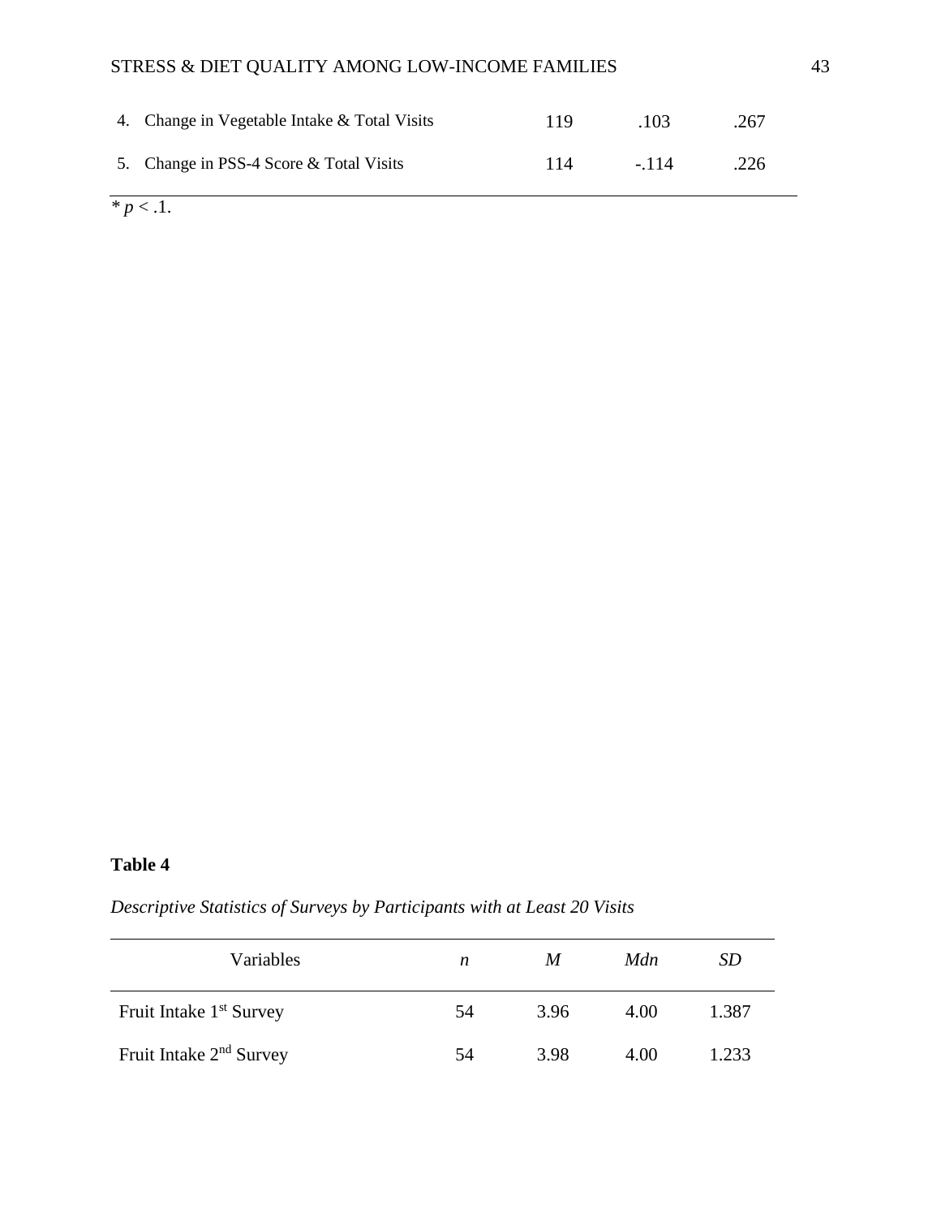| | | | |
|---|---|---|---|
| 4. Change in Vegetable Intake & Total Visits | 119 | .103 | .267 |
| 5. Change in PSS-4 Score & Total Visits | 114 | -.114 | .226 |

\* $p < .1$.

**Table 4**

*Descriptive Statistics of Surveys by Participants with at Least 20 Visits*

| Variables | *n* | *M* | *Mdn* | *SD* |
|---|---|---|---|---|
| Fruit Intake 1st Survey | 54 | 3.96 | 4.00 | 1.387 |
| Fruit Intake 2nd Survey | 54 | 3.98 | 4.00 | 1.233 |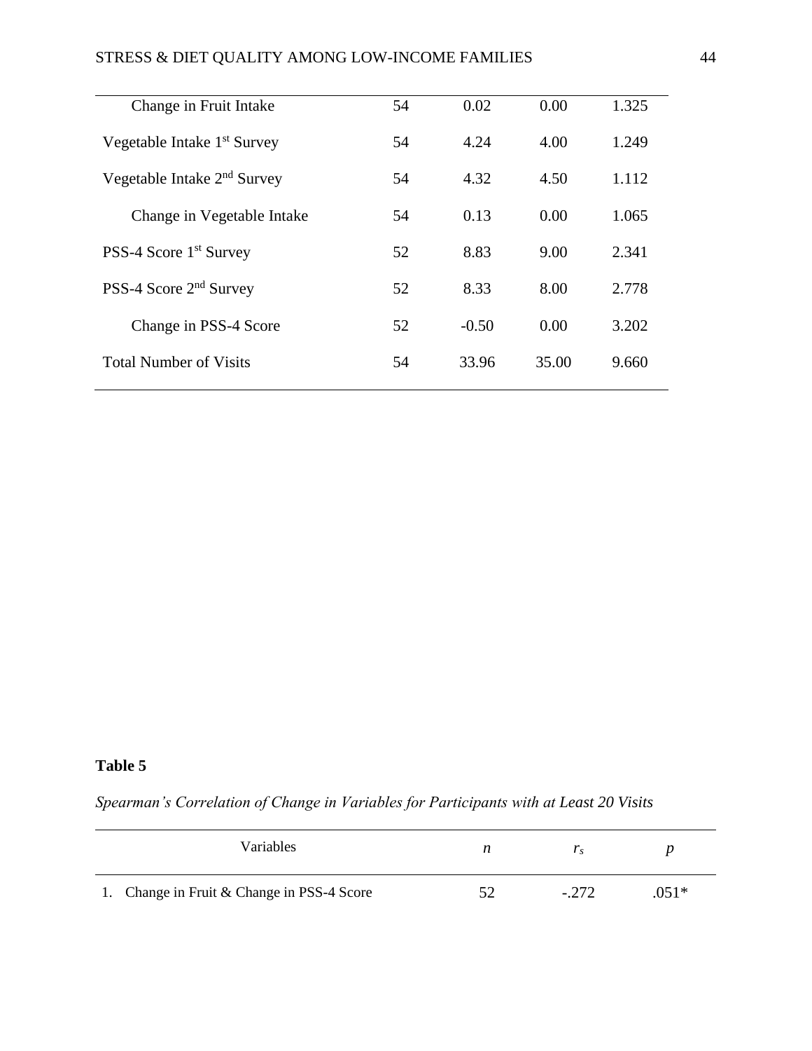| | | | | |
|---|---|---|---|---|
| Change in Fruit Intake | 54 | 0.02 | 0.00 | 1.325 |
| Vegetable Intake 1st Survey | 54 | 4.24 | 4.00 | 1.249 |
| Vegetable Intake 2nd Survey | 54 | 4.32 | 4.50 | 1.112 |
| Change in Vegetable Intake | 54 | 0.13 | 0.00 | 1.065 |
| PSS-4 Score 1st Survey | 52 | 8.83 | 9.00 | 2.341 |
| PSS-4 Score 2nd Survey | 52 | 8.33 | 8.00 | 2.778 |
| Change in PSS-4 Score | 52 | -0.50 | 0.00 | 3.202 |
| Total Number of Visits | 54 | 33.96 | 35.00 | 9.660 |

**Table 5**

*Spearman's Correlation of Change in Variables for Participants with at Least 20 Visits*

| Variables | *n* | $r_s$ | *p* |
|---|---|---|---|
| 1. Change in Fruit & Change in PSS-4 Score | 52 | -.272 | .051* |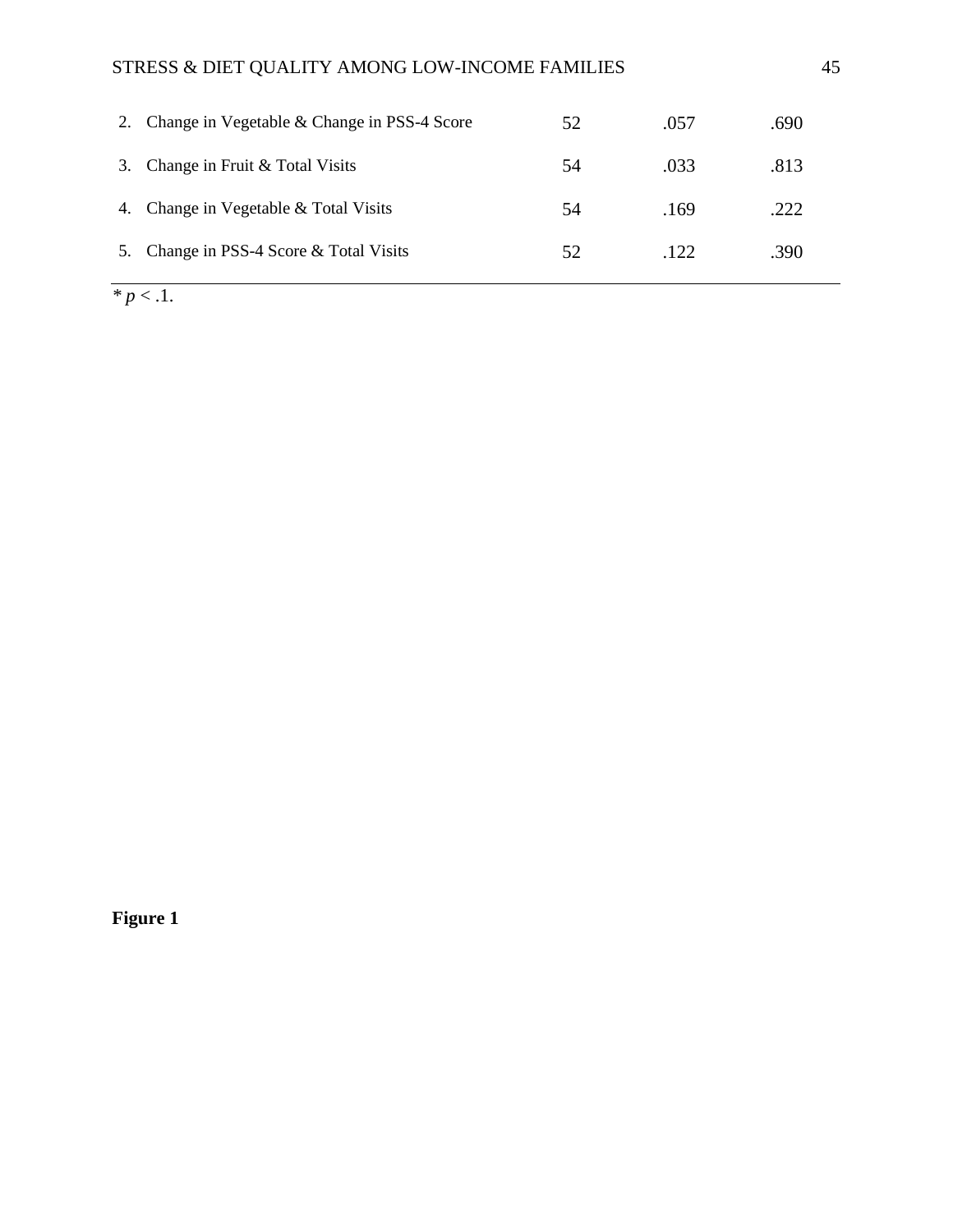|  |  |  |  |
|---|---|---|---|
| 2. Change in Vegetable & Change in PSS-4 Score | 52 | .057 | .690 |
| 3. Change in Fruit & Total Visits | 54 | .033 | .813 |
| 4. Change in Vegetable & Total Visits | 54 | .169 | .222 |
| 5. Change in PSS-4 Score & Total Visits | 52 | .122 | .390 |

\* $p < .1$.

**Figure 1**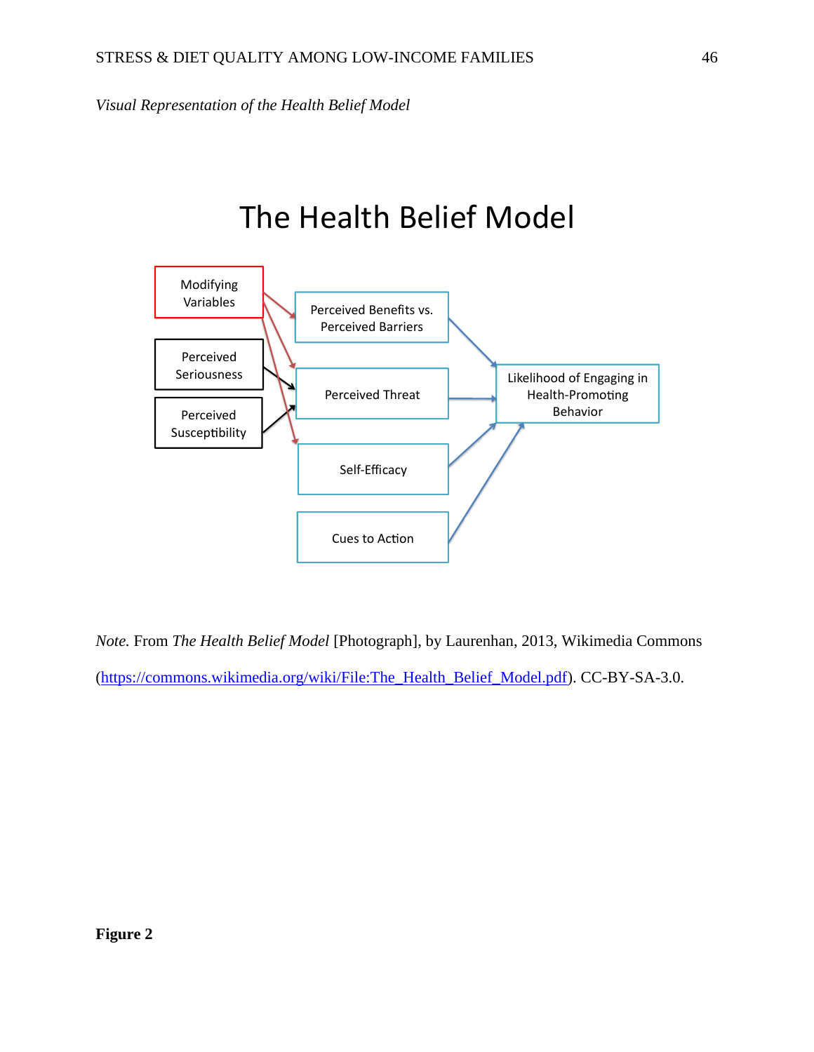*Visual Representation of the Health Belief Model*

# The Health Belief Model

Modifying Variables

Perceived Seriousness

Perceived Susceptibility

Perceived Benefits vs. Perceived Barriers

Perceived Threat

Self-Efficacy

Cues to Action

Likelihood of Engaging in Health-Promoting Behavior

*Note.* From *The Health Belief Model* [Photograph], by Laurenhan, 2013, Wikimedia Commons (https://commons.wikimedia.org/wiki/File:The_Health_Belief_Model.pdf). CC-BY-SA-3.0.

**Figure 2**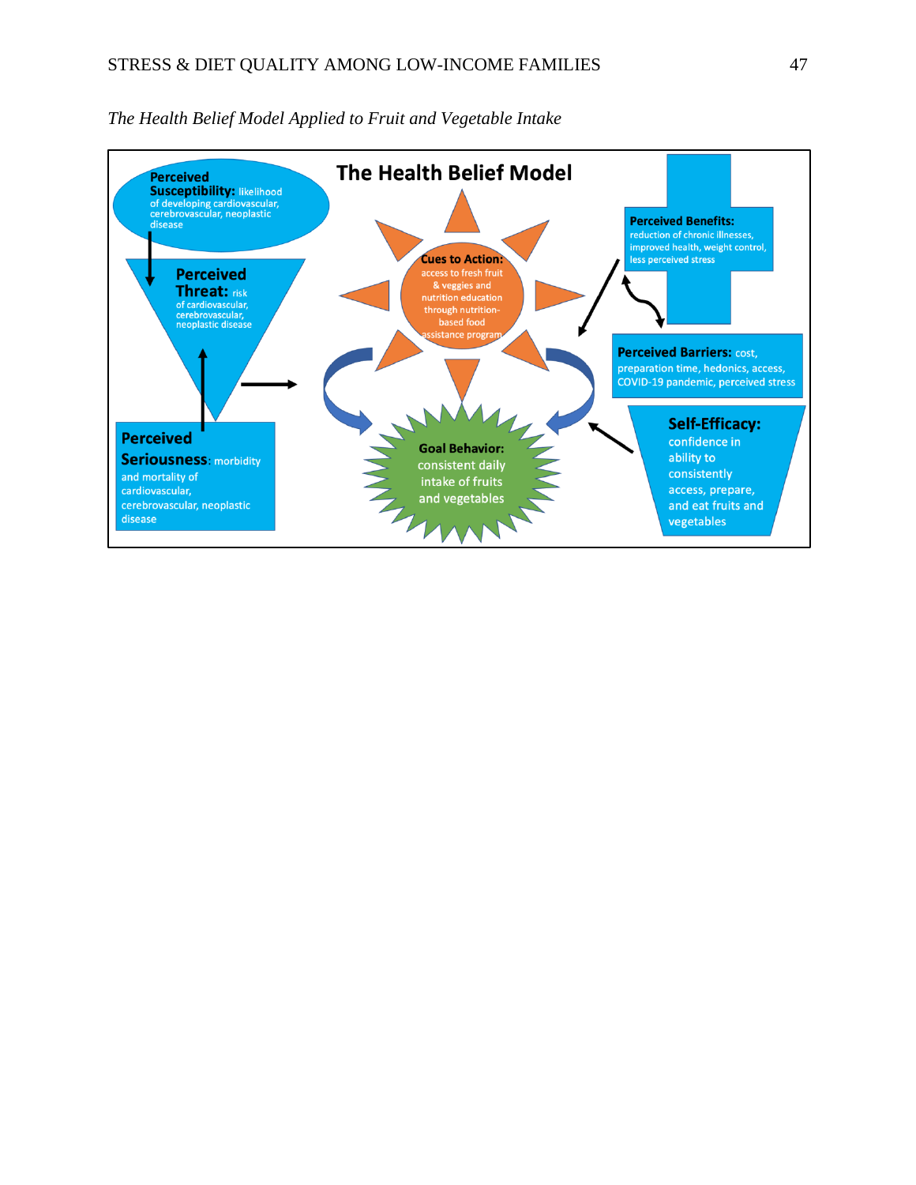*The Health Belief Model Applied to Fruit and Vegetable Intake*

The Health Belief Model

**Perceived Susceptibility:** likelihood of developing cardiovascular, cerebrovascular, neoplastic disease

**Perceived Threat:** risk of cardiovascular, cerebrovascular, neoplastic disease

**Perceived Seriousness**: morbidity and mortality of cardiovascular, cerebrovascular, neoplastic disease

**Cues to Action:** access to fresh fruit & veggies and nutrition education through nutrition-based food assistance program

**Goal Behavior:** consistent daily intake of fruits and vegetables

**Perceived Benefits:** reduction of chronic illnesses, improved health, weight control, less perceived stress

**Perceived Barriers:** cost, preparation time, hedonics, access, COVID-19 pandemic, perceived stress

**Self-Efficacy:** confidence in ability to consistently access, prepare, and eat fruits and vegetables